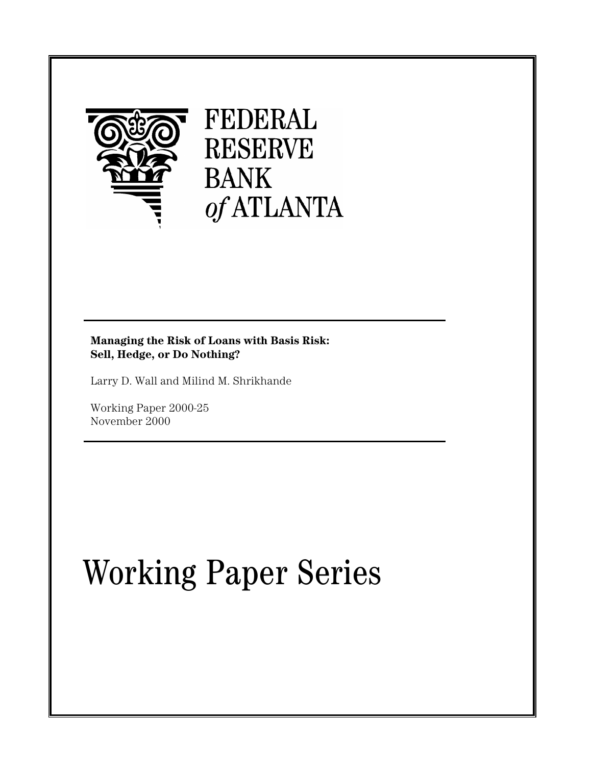FEDERAL
RESERVE
BANK
*of* ATLANTA

**Managing the Risk of Loans with Basis Risk:**
**Sell, Hedge, or Do Nothing?**

Larry D. Wall and Milind M. Shrikhande

Working Paper 2000-25
November 2000

# Working Paper Series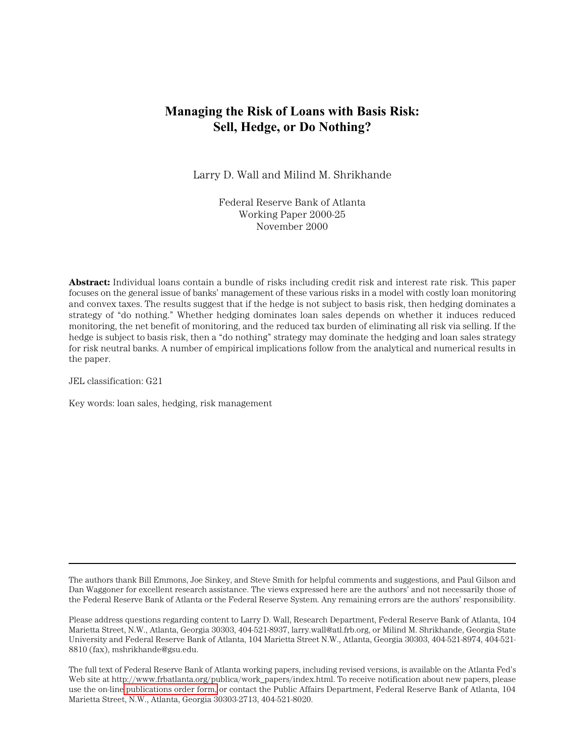# Managing the Risk of Loans with Basis Risk: Sell, Hedge, or Do Nothing?

Larry D. Wall and Milind M. Shrikhande

Federal Reserve Bank of Atlanta
Working Paper 2000-25
November 2000

**Abstract:** Individual loans contain a bundle of risks including credit risk and interest rate risk. This paper focuses on the general issue of banks' management of these various risks in a model with costly loan monitoring and convex taxes. The results suggest that if the hedge is not subject to basis risk, then hedging dominates a strategy of "do nothing." Whether hedging dominates loan sales depends on whether it induces reduced monitoring, the net benefit of monitoring, and the reduced tax burden of eliminating all risk via selling. If the hedge is subject to basis risk, then a "do nothing" strategy may dominate the hedging and loan sales strategy for risk neutral banks. A number of empirical implications follow from the analytical and numerical results in the paper.

JEL classification: G21

Key words: loan sales, hedging, risk management

---

The authors thank Bill Emmons, Joe Sinkey, and Steve Smith for helpful comments and suggestions, and Paul Gilson and Dan Waggoner for excellent research assistance. The views expressed here are the authors' and not necessarily those of the Federal Reserve Bank of Atlanta or the Federal Reserve System. Any remaining errors are the authors' responsibility.

Please address questions regarding content to Larry D. Wall, Research Department, Federal Reserve Bank of Atlanta, 104 Marietta Street, N.W., Atlanta, Georgia 30303, 404-521-8937, larry.wall@atl.frb.org, or Milind M. Shrikhande, Georgia State University and Federal Reserve Bank of Atlanta, 104 Marietta Street N.W., Atlanta, Georgia 30303, 404-521-8974, 404-521-8810 (fax), mshrikhande@gsu.edu.

The full text of Federal Reserve Bank of Atlanta working papers, including revised versions, is available on the Atlanta Fed's Web site at http://www.frbatlanta.org/publica/work_papers/index.html. To receive notification about new papers, please use the on-line publications order form, or contact the Public Affairs Department, Federal Reserve Bank of Atlanta, 104 Marietta Street, N.W., Atlanta, Georgia 30303-2713, 404-521-8020.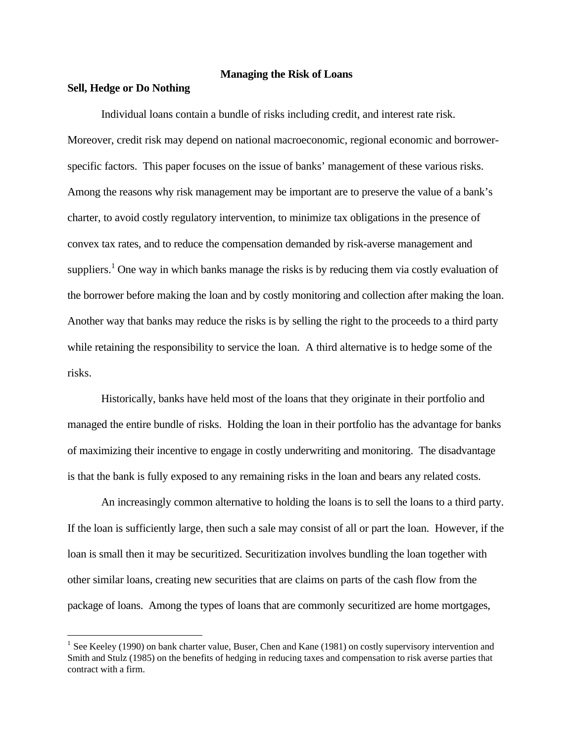# Managing the Risk of Loans

## Sell, Hedge or Do Nothing

Individual loans contain a bundle of risks including credit, and interest rate risk. Moreover, credit risk may depend on national macroeconomic, regional economic and borrower-specific factors. This paper focuses on the issue of banks' management of these various risks. Among the reasons why risk management may be important are to preserve the value of a bank's charter, to avoid costly regulatory intervention, to minimize tax obligations in the presence of convex tax rates, and to reduce the compensation demanded by risk-averse management and suppliers.[1] One way in which banks manage the risks is by reducing them via costly evaluation of the borrower before making the loan and by costly monitoring and collection after making the loan. Another way that banks may reduce the risks is by selling the right to the proceeds to a third party while retaining the responsibility to service the loan. A third alternative is to hedge some of the risks.

Historically, banks have held most of the loans that they originate in their portfolio and managed the entire bundle of risks. Holding the loan in their portfolio has the advantage for banks of maximizing their incentive to engage in costly underwriting and monitoring. The disadvantage is that the bank is fully exposed to any remaining risks in the loan and bears any related costs.

An increasingly common alternative to holding the loans is to sell the loans to a third party. If the loan is sufficiently large, then such a sale may consist of all or part the loan. However, if the loan is small then it may be securitized. Securitization involves bundling the loan together with other similar loans, creating new securities that are claims on parts of the cash flow from the package of loans. Among the types of loans that are commonly securitized are home mortgages,

---

[1] See Keeley (1990) on bank charter value, Buser, Chen and Kane (1981) on costly supervisory intervention and Smith and Stulz (1985) on the benefits of hedging in reducing taxes and compensation to risk averse parties that contract with a firm.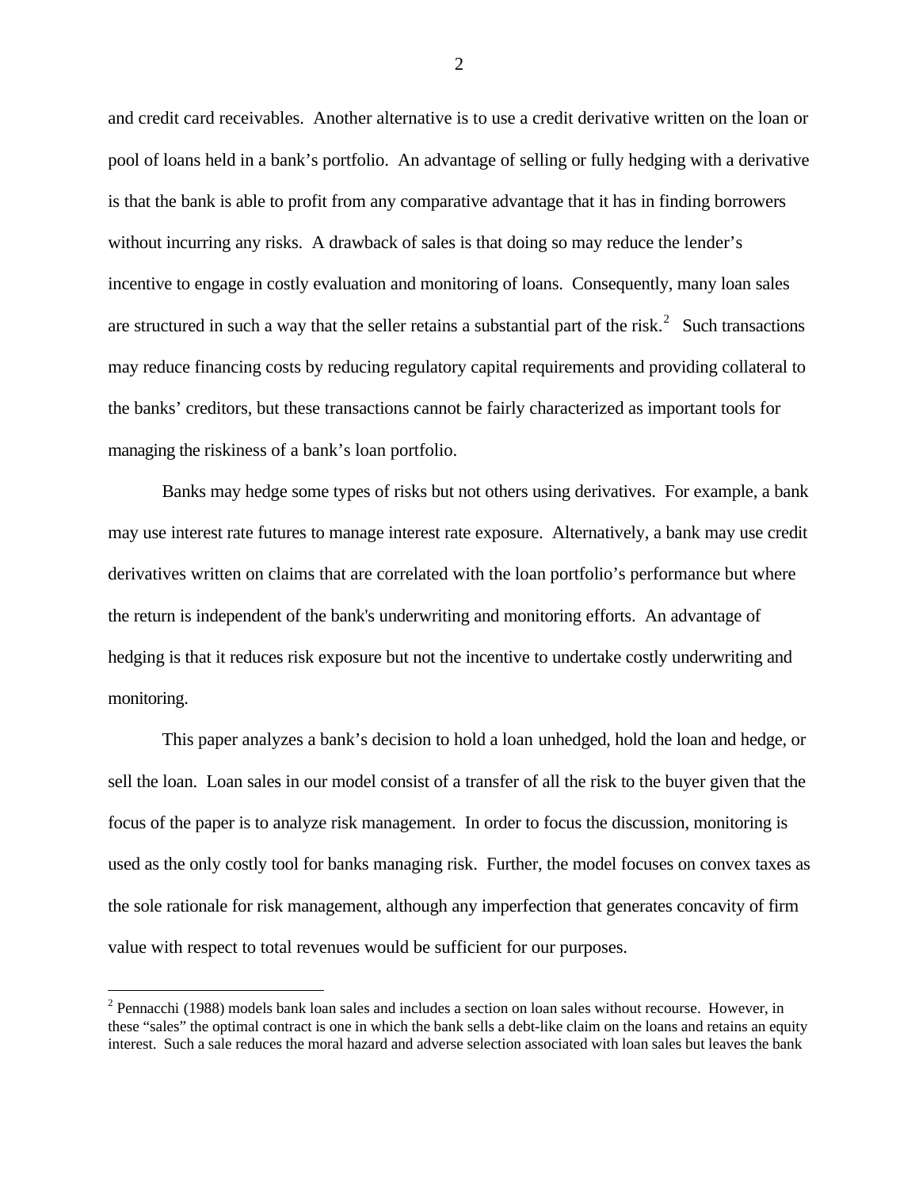and credit card receivables. Another alternative is to use a credit derivative written on the loan or pool of loans held in a bank's portfolio. An advantage of selling or fully hedging with a derivative is that the bank is able to profit from any comparative advantage that it has in finding borrowers without incurring any risks. A drawback of sales is that doing so may reduce the lender's incentive to engage in costly evaluation and monitoring of loans. Consequently, many loan sales are structured in such a way that the seller retains a substantial part of the risk.[2] Such transactions may reduce financing costs by reducing regulatory capital requirements and providing collateral to the banks' creditors, but these transactions cannot be fairly characterized as important tools for managing the riskiness of a bank's loan portfolio.

Banks may hedge some types of risks but not others using derivatives. For example, a bank may use interest rate futures to manage interest rate exposure. Alternatively, a bank may use credit derivatives written on claims that are correlated with the loan portfolio's performance but where the return is independent of the bank's underwriting and monitoring efforts. An advantage of hedging is that it reduces risk exposure but not the incentive to undertake costly underwriting and monitoring.

This paper analyzes a bank's decision to hold a loan unhedged, hold the loan and hedge, or sell the loan. Loan sales in our model consist of a transfer of all the risk to the buyer given that the focus of the paper is to analyze risk management. In order to focus the discussion, monitoring is used as the only costly tool for banks managing risk. Further, the model focuses on convex taxes as the sole rationale for risk management, although any imperfection that generates concavity of firm value with respect to total revenues would be sufficient for our purposes.

[2] Pennacchi (1988) models bank loan sales and includes a section on loan sales without recourse. However, in these "sales" the optimal contract is one in which the bank sells a debt-like claim on the loans and retains an equity interest. Such a sale reduces the moral hazard and adverse selection associated with loan sales but leaves the bank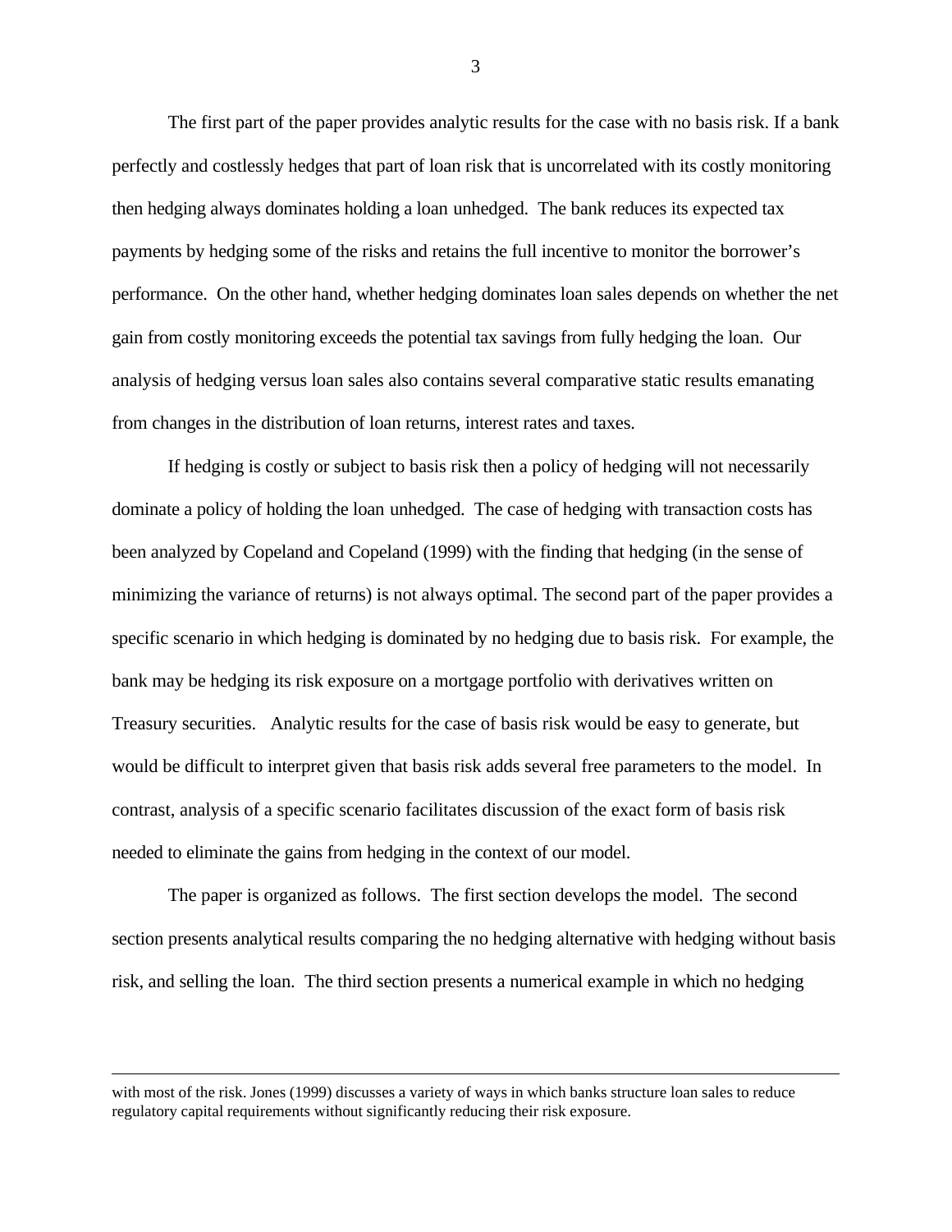The first part of the paper provides analytic results for the case with no basis risk. If a bank perfectly and costlessly hedges that part of loan risk that is uncorrelated with its costly monitoring then hedging always dominates holding a loan unhedged. The bank reduces its expected tax payments by hedging some of the risks and retains the full incentive to monitor the borrower's performance. On the other hand, whether hedging dominates loan sales depends on whether the net gain from costly monitoring exceeds the potential tax savings from fully hedging the loan. Our analysis of hedging versus loan sales also contains several comparative static results emanating from changes in the distribution of loan returns, interest rates and taxes.

If hedging is costly or subject to basis risk then a policy of hedging will not necessarily dominate a policy of holding the loan unhedged. The case of hedging with transaction costs has been analyzed by Copeland and Copeland (1999) with the finding that hedging (in the sense of minimizing the variance of returns) is not always optimal. The second part of the paper provides a specific scenario in which hedging is dominated by no hedging due to basis risk. For example, the bank may be hedging its risk exposure on a mortgage portfolio with derivatives written on Treasury securities. Analytic results for the case of basis risk would be easy to generate, but would be difficult to interpret given that basis risk adds several free parameters to the model. In contrast, analysis of a specific scenario facilitates discussion of the exact form of basis risk needed to eliminate the gains from hedging in the context of our model.

The paper is organized as follows. The first section develops the model. The second section presents analytical results comparing the no hedging alternative with hedging without basis risk, and selling the loan. The third section presents a numerical example in which no hedging

---

with most of the risk. Jones (1999) discusses a variety of ways in which banks structure loan sales to reduce regulatory capital requirements without significantly reducing their risk exposure.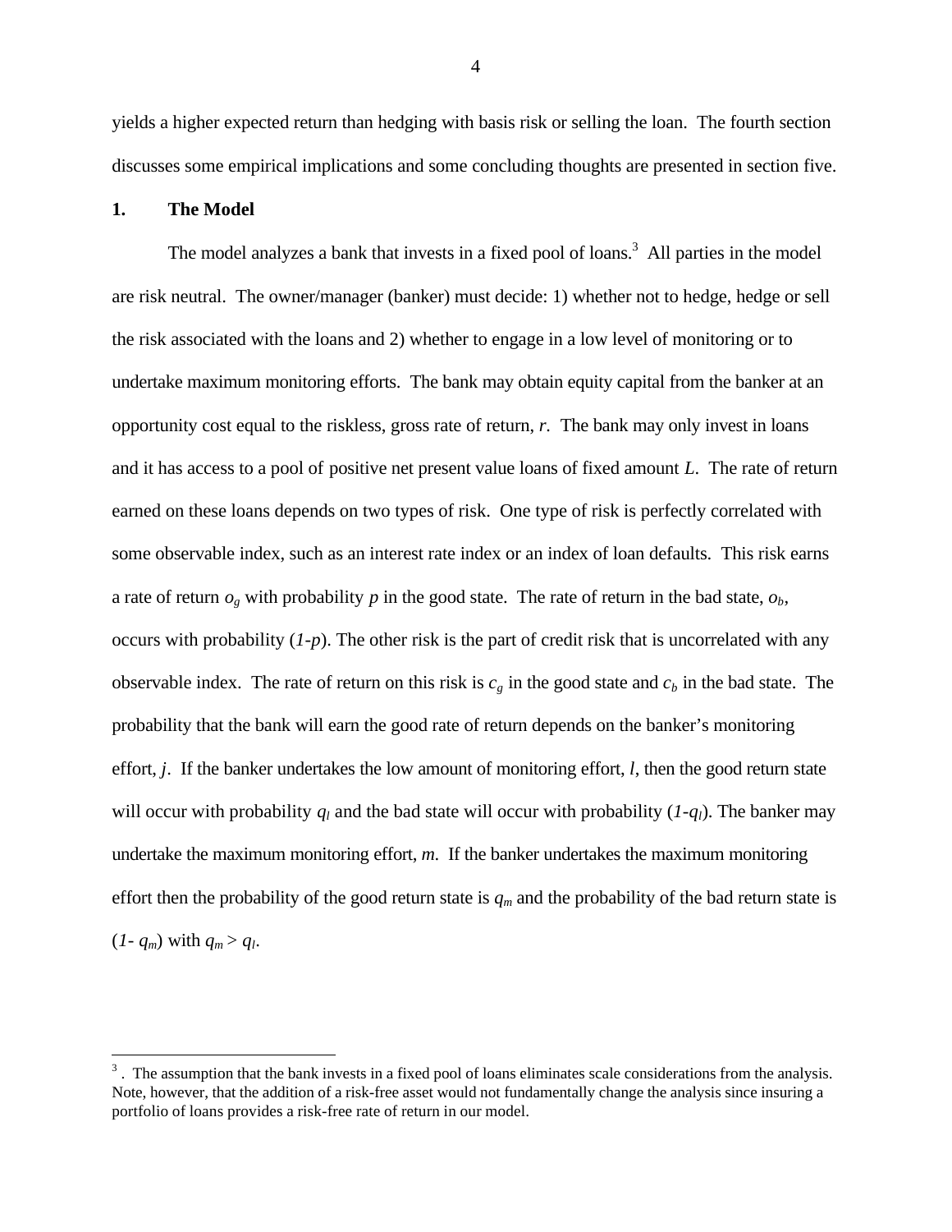yields a higher expected return than hedging with basis risk or selling the loan. The fourth section discusses some empirical implications and some concluding thoughts are presented in section five.

## 1. The Model

The model analyzes a bank that invests in a fixed pool of loans.[3] All parties in the model are risk neutral. The owner/manager (banker) must decide: 1) whether not to hedge, hedge or sell the risk associated with the loans and 2) whether to engage in a low level of monitoring or to undertake maximum monitoring efforts. The bank may obtain equity capital from the banker at an opportunity cost equal to the riskless, gross rate of return, $r$. The bank may only invest in loans and it has access to a pool of positive net present value loans of fixed amount $L$. The rate of return earned on these loans depends on two types of risk. One type of risk is perfectly correlated with some observable index, such as an interest rate index or an index of loan defaults. This risk earns a rate of return $o_g$ with probability $p$ in the good state. The rate of return in the bad state, $o_b$, occurs with probability $(1-p)$. The other risk is the part of credit risk that is uncorrelated with any observable index. The rate of return on this risk is $c_g$ in the good state and $c_b$ in the bad state. The probability that the bank will earn the good rate of return depends on the banker's monitoring effort, $j$. If the banker undertakes the low amount of monitoring effort, $l$, then the good return state will occur with probability $q_l$ and the bad state will occur with probability $(1-q_l)$. The banker may undertake the maximum monitoring effort, $m$. If the banker undertakes the maximum monitoring effort then the probability of the good return state is $q_m$ and the probability of the bad return state is $(1- q_m)$ with $q_m > q_l$.

---

[3] . The assumption that the bank invests in a fixed pool of loans eliminates scale considerations from the analysis. Note, however, that the addition of a risk-free asset would not fundamentally change the analysis since insuring a portfolio of loans provides a risk-free rate of return in our model.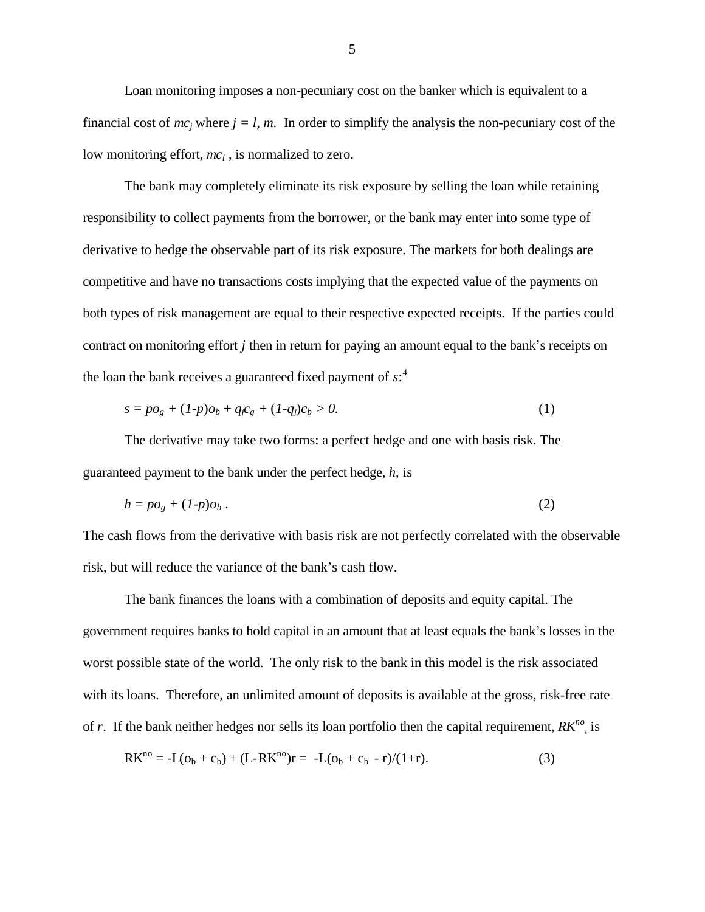Loan monitoring imposes a non-pecuniary cost on the banker which is equivalent to a financial cost of $mc_j$ where $j = l, m$. In order to simplify the analysis the non-pecuniary cost of the low monitoring effort, $mc_l$ , is normalized to zero.

The bank may completely eliminate its risk exposure by selling the loan while retaining responsibility to collect payments from the borrower, or the bank may enter into some type of derivative to hedge the observable part of its risk exposure. The markets for both dealings are competitive and have no transactions costs implying that the expected value of the payments on both types of risk management are equal to their respective expected receipts. If the parties could contract on monitoring effort $j$ then in return for paying an amount equal to the bank's receipts on the loan the bank receives a guaranteed fixed payment of $s$:[4]

$$s = po_g + (1-p)o_b + q_j c_g + (1-q_j)c_b > 0. \tag{1}$$

The derivative may take two forms: a perfect hedge and one with basis risk. The guaranteed payment to the bank under the perfect hedge, $h$, is

$$h = po_g + (1-p)o_b . \tag{2}$$

The cash flows from the derivative with basis risk are not perfectly correlated with the observable risk, but will reduce the variance of the bank's cash flow.

The bank finances the loans with a combination of deposits and equity capital. The government requires banks to hold capital in an amount that at least equals the bank's losses in the worst possible state of the world. The only risk to the bank in this model is the risk associated with its loans. Therefore, an unlimited amount of deposits is available at the gross, risk-free rate of $r$. If the bank neither hedges nor sells its loan portfolio then the capital requirement, $RK^{no}$, is

$$RK^{no} = -L(o_b + c_b) + (L-RK^{no})r = -L(o_b + c_b - r)/(1+r). \tag{3}$$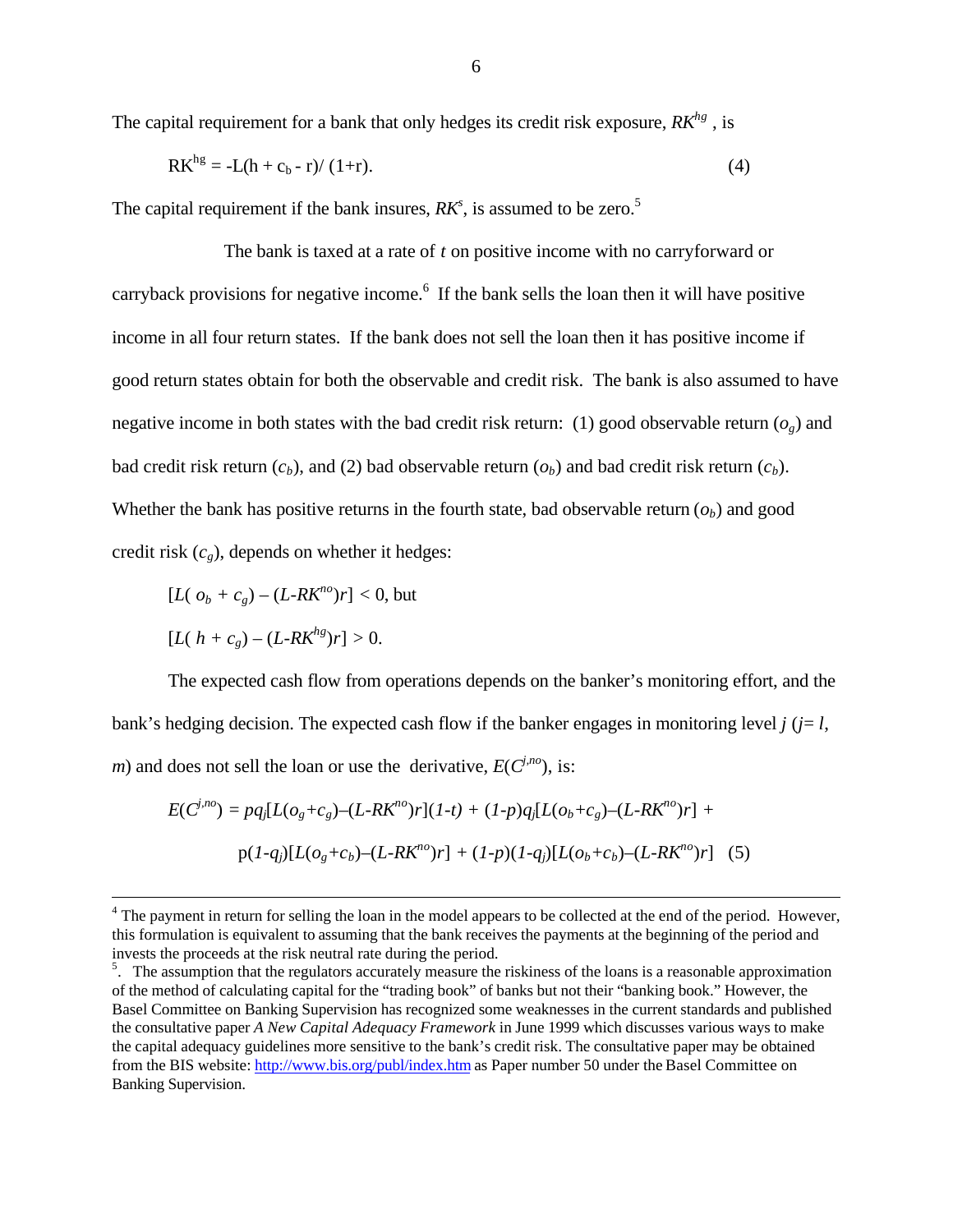The capital requirement for a bank that only hedges its credit risk exposure, $RK^{hg}$ , is

$$RK^{hg} = -L(h + c_b - r)/ (1+r). \tag{4}$$

The capital requirement if the bank insures, $RK^s$, is assumed to be zero.[5]

The bank is taxed at a rate of $t$ on positive income with no carryforward or carryback provisions for negative income.[6] If the bank sells the loan then it will have positive income in all four return states. If the bank does not sell the loan then it has positive income if good return states obtain for both the observable and credit risk. The bank is also assumed to have negative income in both states with the bad credit risk return: (1) good observable return ($o_g$) and bad credit risk return ($c_b$), and (2) bad observable return ($o_b$) and bad credit risk return ($c_b$). Whether the bank has positive returns in the fourth state, bad observable return ($o_b$) and good credit risk ($c_g$), depends on whether it hedges:

$$[L( o_b + c_g) – (L\text{-}RK^{no})r] < 0, \text{ but}$$

$$[L( h + c_g) – (L\text{-}RK^{hg})r] > 0.$$

The expected cash flow from operations depends on the banker's monitoring effort, and the bank's hedging decision. The expected cash flow if the banker engages in monitoring level $j$ ($j= l, m$) and does not sell the loan or use the derivative, $E(C^{j,no})$, is:

$$E(C^{j,no}) = pq_j[L(o_g+c_g)–(L\text{-}RK^{no})r](1\text{-}t) + (1\text{-}p)q_j[L(o_b+c_g)–(L\text{-}RK^{no})r] + p(1\text{-}q_j)[L(o_g+c_b)–(L\text{-}RK^{no})r] + (1\text{-}p)(1\text{-}q_j)[L(o_b+c_b)–(L\text{-}RK^{no})r] \tag{5}$$

---

[4] The payment in return for selling the loan in the model appears to be collected at the end of the period. However, this formulation is equivalent to assuming that the bank receives the payments at the beginning of the period and invests the proceeds at the risk neutral rate during the period.

[5]. The assumption that the regulators accurately measure the riskiness of the loans is a reasonable approximation of the method of calculating capital for the "trading book" of banks but not their "banking book." However, the Basel Committee on Banking Supervision has recognized some weaknesses in the current standards and published the consultative paper *A New Capital Adequacy Framework* in June 1999 which discusses various ways to make the capital adequacy guidelines more sensitive to the bank's credit risk. The consultative paper may be obtained from the BIS website: http://www.bis.org/publ/index.htm as Paper number 50 under the Basel Committee on Banking Supervision.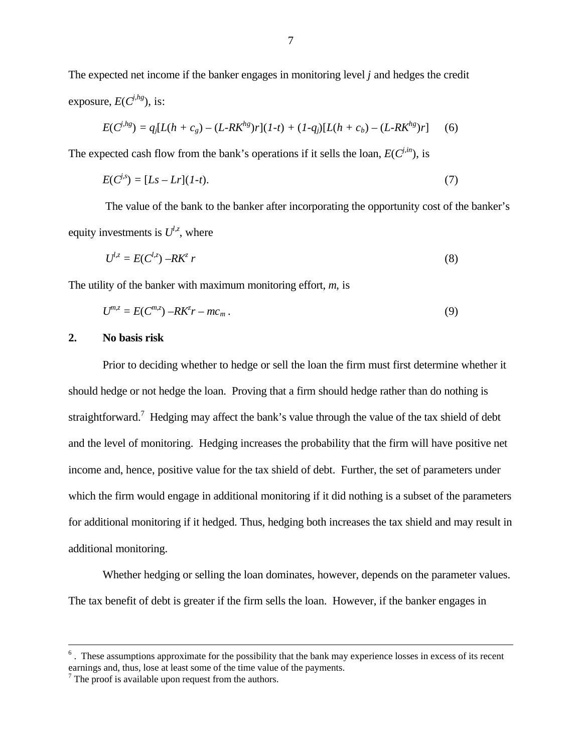The expected net income if the banker engages in monitoring level $j$ and hedges the credit exposure, $E(C^{j,hg})$, is:

$$E(C^{j,hg}) = q_j[L(h + c_g) – (L\text{-}RK^{hg})r](1\text{-}t) + (1\text{-}q_j)[L(h + c_b) – (L\text{-}RK^{hg})r] \qquad (6)$$

The expected cash flow from the bank's operations if it sells the loan, $E(C^{j,in})$, is

$$E(C^{j,s}) = [Ls – Lr](1\text{-}t). \qquad (7)$$

The value of the bank to the banker after incorporating the opportunity cost of the banker's equity investments is $U^{l,z}$, where

$$U^{l,z} = E(C^{l,z}) – RK^z\, r \qquad (8)$$

The utility of the banker with maximum monitoring effort, $m$, is

$$U^{m,z} = E(C^{m,z}) – RK^z r – mc_m\,. \qquad (9)$$

## 2. No basis risk

Prior to deciding whether to hedge or sell the loan the firm must first determine whether it should hedge or not hedge the loan. Proving that a firm should hedge rather than do nothing is straightforward.[7] Hedging may affect the bank's value through the value of the tax shield of debt and the level of monitoring. Hedging increases the probability that the firm will have positive net income and, hence, positive value for the tax shield of debt. Further, the set of parameters under which the firm would engage in additional monitoring if it did nothing is a subset of the parameters for additional monitoring if it hedged. Thus, hedging both increases the tax shield and may result in additional monitoring.

Whether hedging or selling the loan dominates, however, depends on the parameter values. The tax benefit of debt is greater if the firm sells the loan. However, if the banker engages in

---

[6] . These assumptions approximate for the possibility that the bank may experience losses in excess of its recent earnings and, thus, lose at least some of the time value of the payments.

[7] The proof is available upon request from the authors.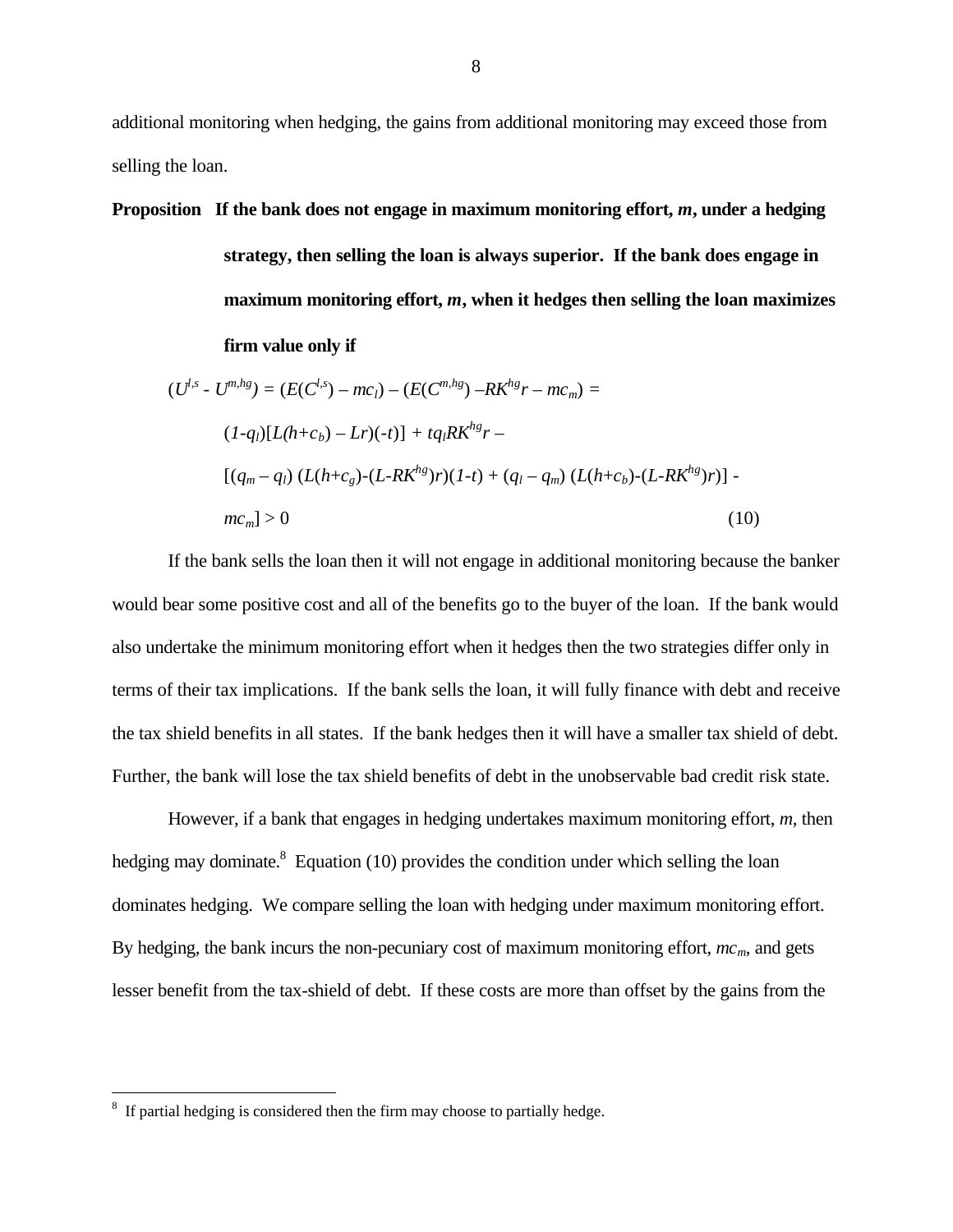additional monitoring when hedging, the gains from additional monitoring may exceed those from selling the loan.

**Proposition   If the bank does not engage in maximum monitoring effort, *m*, under a hedging strategy, then selling the loan is always superior. If the bank does engage in maximum monitoring effort, *m*, when it hedges then selling the loan maximizes firm value only if**

$$
\begin{aligned}
(U^{l,s} - U^{m,hg}) &= (E(C^{l,s}) - mc_l) - (E(C^{m,hg}) - RK^{hg}r - mc_m) = \\
&(1-q_l)[L(h+c_b) - Lr)(-t)] + tq_l RK^{hg}r - \\
&[(q_m - q_l)\,(L(h+c_g)-(L-RK^{hg})r)(1-t) + (q_l - q_m)\,(L(h+c_b)-(L-RK^{hg})r)] - \\
&mc_m] > 0 \qquad (10)
\end{aligned}
$$

If the bank sells the loan then it will not engage in additional monitoring because the banker would bear some positive cost and all of the benefits go to the buyer of the loan. If the bank would also undertake the minimum monitoring effort when it hedges then the two strategies differ only in terms of their tax implications. If the bank sells the loan, it will fully finance with debt and receive the tax shield benefits in all states. If the bank hedges then it will have a smaller tax shield of debt. Further, the bank will lose the tax shield benefits of debt in the unobservable bad credit risk state.

However, if a bank that engages in hedging undertakes maximum monitoring effort, *m*, then hedging may dominate.[8] Equation (10) provides the condition under which selling the loan dominates hedging. We compare selling the loan with hedging under maximum monitoring effort. By hedging, the bank incurs the non-pecuniary cost of maximum monitoring effort, $mc_m$, and gets lesser benefit from the tax-shield of debt. If these costs are more than offset by the gains from the

[8] If partial hedging is considered then the firm may choose to partially hedge.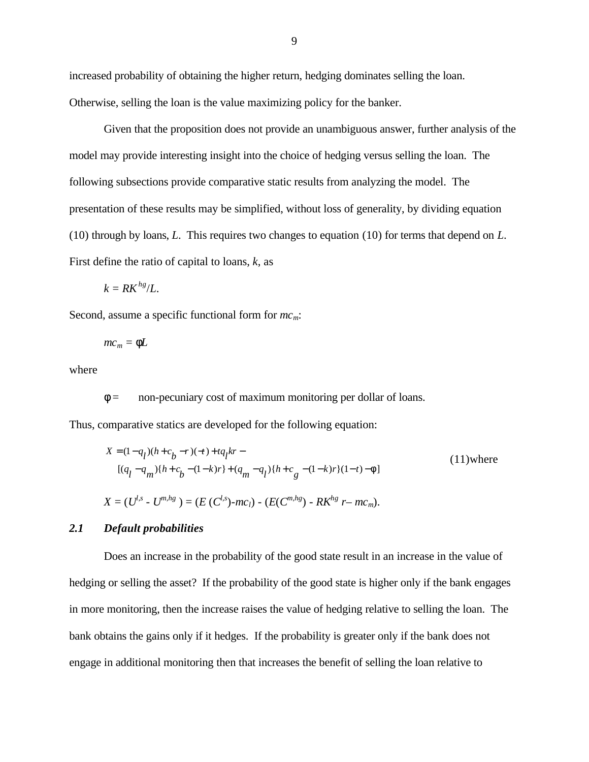increased probability of obtaining the higher return, hedging dominates selling the loan. Otherwise, selling the loan is the value maximizing policy for the banker.

Given that the proposition does not provide an unambiguous answer, further analysis of the model may provide interesting insight into the choice of hedging versus selling the loan. The following subsections provide comparative static results from analyzing the model. The presentation of these results may be simplified, without loss of generality, by dividing equation (10) through by loans, $L$. This requires two changes to equation (10) for terms that depend on $L$. First define the ratio of capital to loans, $k$, as

$$k = RK^{hg}/L.$$

Second, assume a specific functional form for $mc_m$:

$$mc_m = \phi L$$

where

$\phi =$ non-pecuniary cost of maximum monitoring per dollar of loans.

Thus, comparative statics are developed for the following equation:

$$\begin{aligned} X &= (1-q_l)(h+c_b-r)(-t) + tq_l kr - \\ &\quad [(q_l - q_m)\{h + c_b - (1-k)r\} + (q_m - q_l)\{h + c_g - (1-k)r\}(1-t) - \phi] \end{aligned} \tag{11}$$

where

$$X = (U^{l,s} - U^{m,hg}) = (E(C^{l,s}) - mc_l) - (E(C^{m,hg}) - RK^{hg} r - mc_m).$$

### 2.1 Default probabilities

Does an increase in the probability of the good state result in an increase in the value of hedging or selling the asset? If the probability of the good state is higher only if the bank engages in more monitoring, then the increase raises the value of hedging relative to selling the loan. The bank obtains the gains only if it hedges. If the probability is greater only if the bank does not engage in additional monitoring then that increases the benefit of selling the loan relative to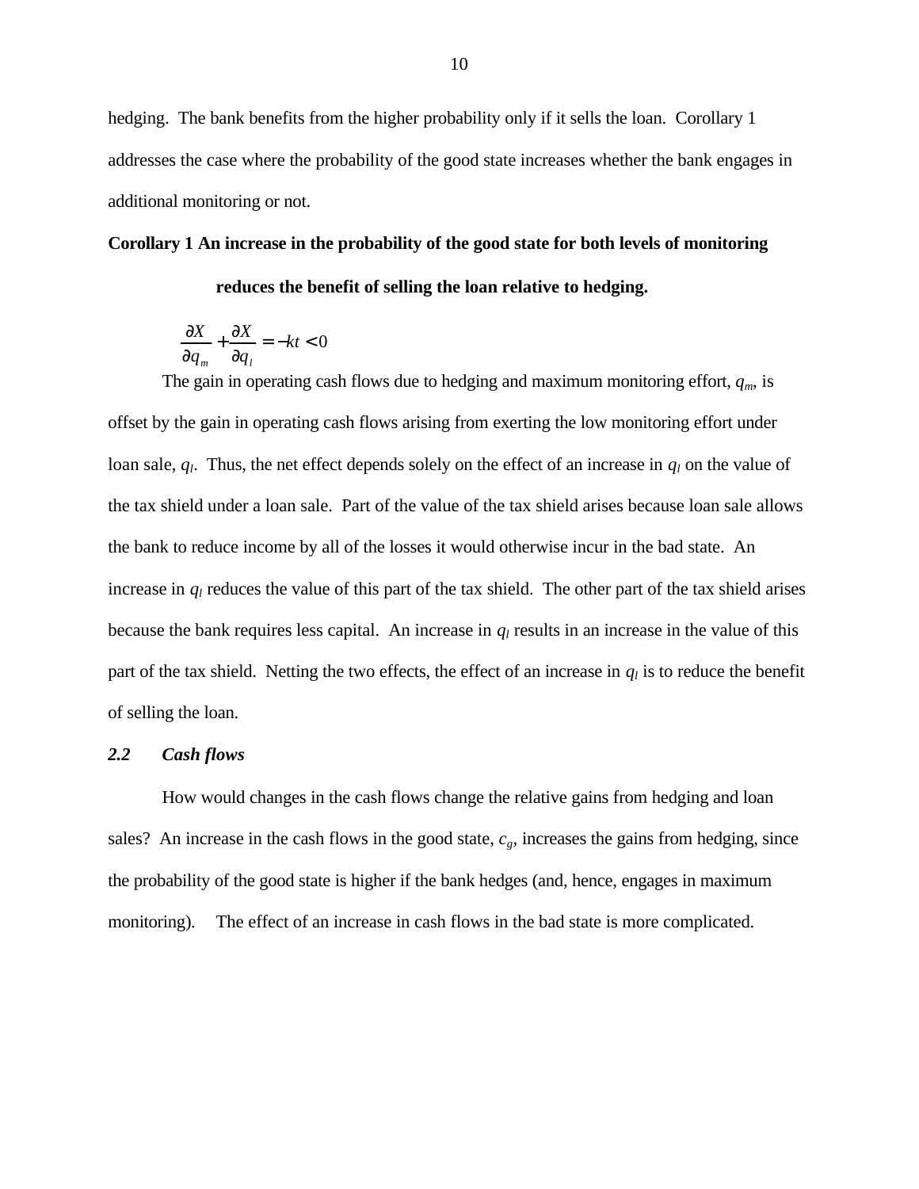hedging. The bank benefits from the higher probability only if it sells the loan. Corollary 1 addresses the case where the probability of the good state increases whether the bank engages in additional monitoring or not.

**Corollary 1 An increase in the probability of the good state for both levels of monitoring reduces the benefit of selling the loan relative to hedging.**

$$\frac{\partial X}{\partial q_m} + \frac{\partial X}{\partial q_l} = -kt < 0$$

The gain in operating cash flows due to hedging and maximum monitoring effort, $q_m$, is offset by the gain in operating cash flows arising from exerting the low monitoring effort under loan sale, $q_l$. Thus, the net effect depends solely on the effect of an increase in $q_l$ on the value of the tax shield under a loan sale. Part of the value of the tax shield arises because loan sale allows the bank to reduce income by all of the losses it would otherwise incur in the bad state. An increase in $q_l$ reduces the value of this part of the tax shield. The other part of the tax shield arises because the bank requires less capital. An increase in $q_l$ results in an increase in the value of this part of the tax shield. Netting the two effects, the effect of an increase in $q_l$ is to reduce the benefit of selling the loan.

### *2.2 Cash flows*

How would changes in the cash flows change the relative gains from hedging and loan sales? An increase in the cash flows in the good state, $c_g$, increases the gains from hedging, since the probability of the good state is higher if the bank hedges (and, hence, engages in maximum monitoring). The effect of an increase in cash flows in the bad state is more complicated.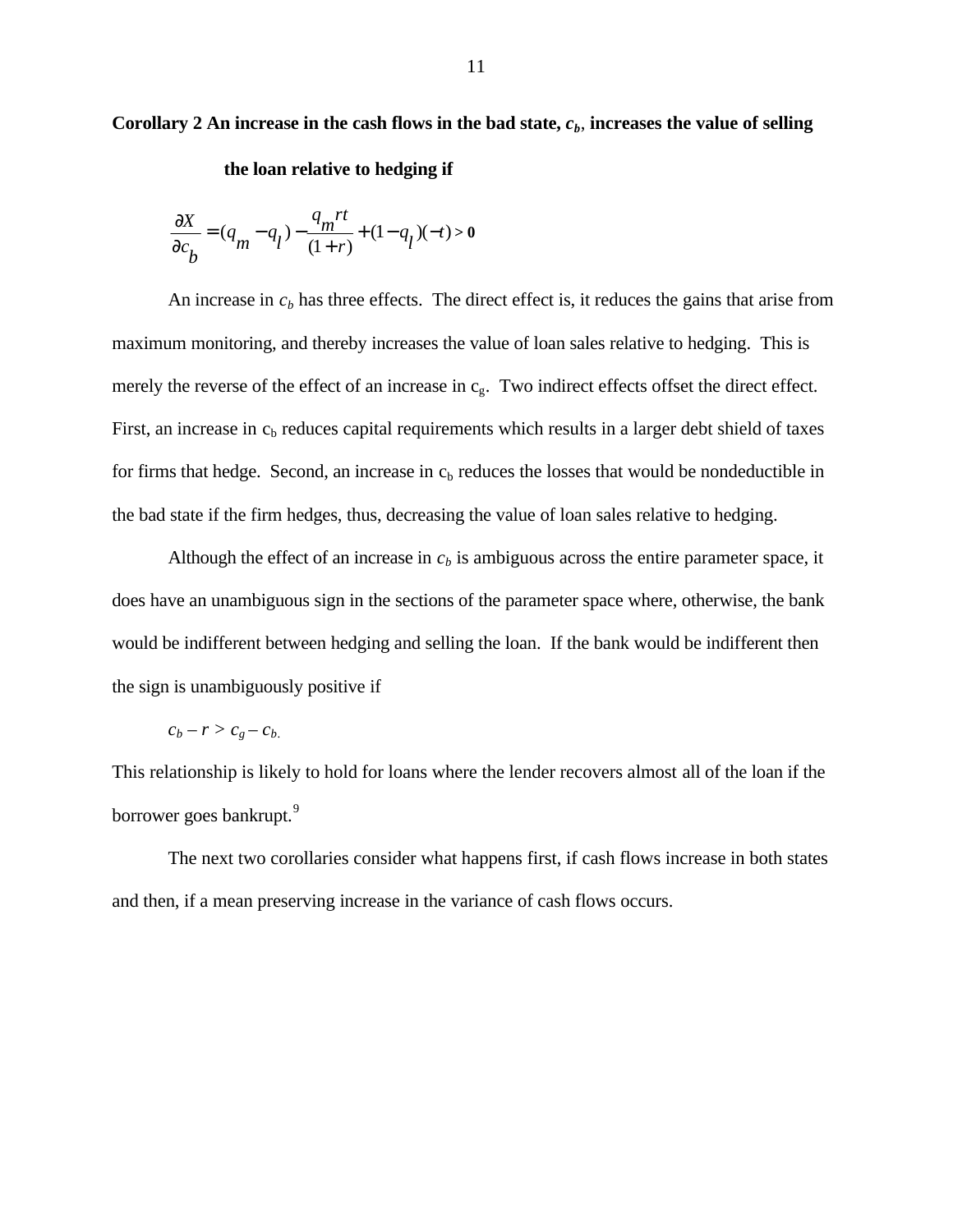**Corollary 2 An increase in the cash flows in the bad state, $c_b$, increases the value of selling the loan relative to hedging if**

$$\frac{\partial X}{\partial c_b} = (q_m - q_l) - \frac{q_m rt}{(1+r)} + (1-q_l)(-t) > \mathbf{0}$$

An increase in $c_b$ has three effects. The direct effect is, it reduces the gains that arise from maximum monitoring, and thereby increases the value of loan sales relative to hedging. This is merely the reverse of the effect of an increase in $c_g$. Two indirect effects offset the direct effect. First, an increase in $c_b$ reduces capital requirements which results in a larger debt shield of taxes for firms that hedge. Second, an increase in $c_b$ reduces the losses that would be nondeductible in the bad state if the firm hedges, thus, decreasing the value of loan sales relative to hedging.

Although the effect of an increase in $c_b$ is ambiguous across the entire parameter space, it does have an unambiguous sign in the sections of the parameter space where, otherwise, the bank would be indifferent between hedging and selling the loan. If the bank would be indifferent then the sign is unambiguously positive if

$$c_b - r > c_g - c_b.$$

This relationship is likely to hold for loans where the lender recovers almost all of the loan if the borrower goes bankrupt.[9]

The next two corollaries consider what happens first, if cash flows increase in both states and then, if a mean preserving increase in the variance of cash flows occurs.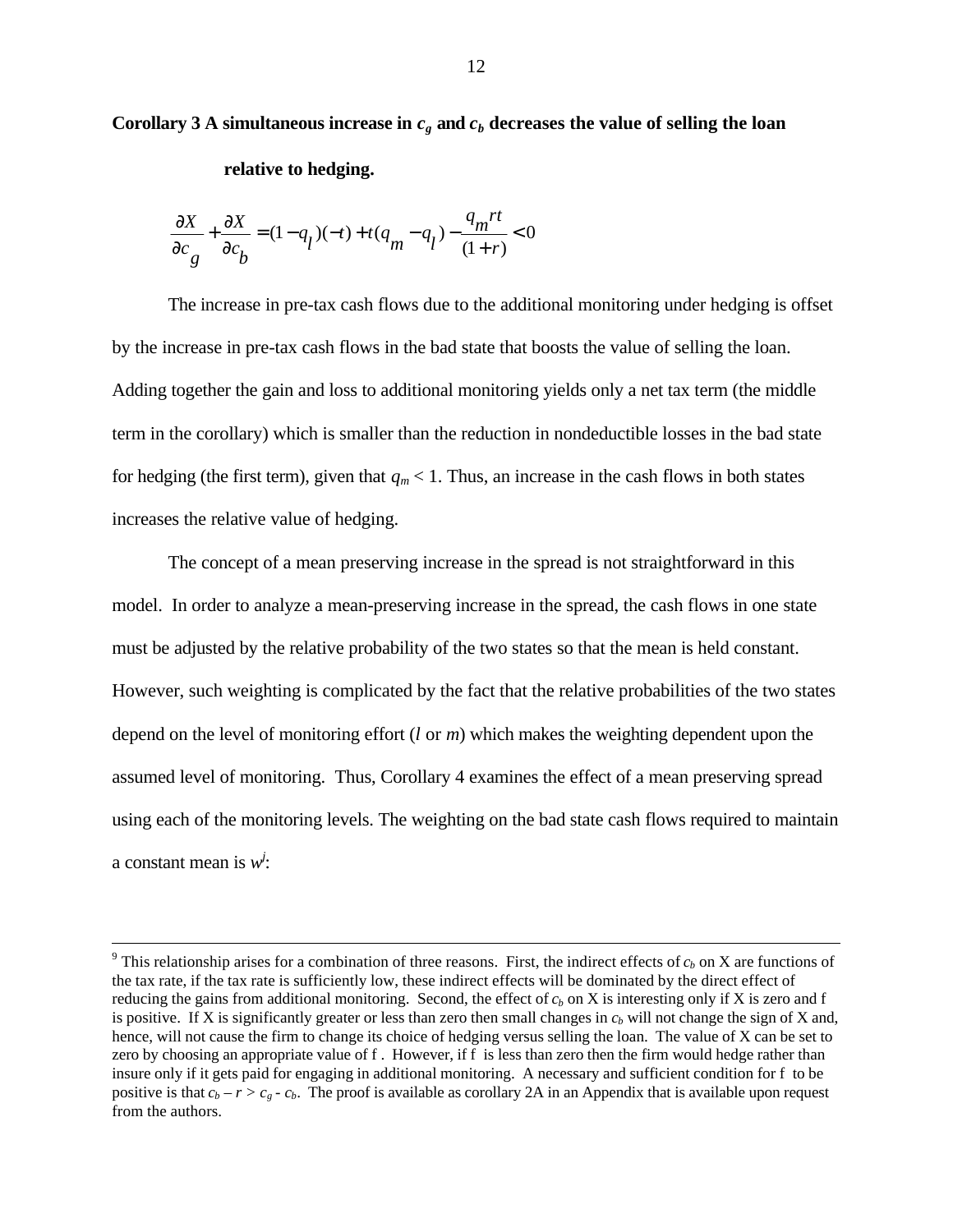**Corollary 3 A simultaneous increase in $c_g$ and $c_b$ decreases the value of selling the loan relative to hedging.**

$$\frac{\partial X}{\partial c_g} + \frac{\partial X}{\partial c_b} = (1 - q_l)(-t) + t(q_m - q_l) - \frac{q_m rt}{(1+r)} < 0$$

The increase in pre-tax cash flows due to the additional monitoring under hedging is offset by the increase in pre-tax cash flows in the bad state that boosts the value of selling the loan. Adding together the gain and loss to additional monitoring yields only a net tax term (the middle term in the corollary) which is smaller than the reduction in nondeductible losses in the bad state for hedging (the first term), given that $q_m < 1$. Thus, an increase in the cash flows in both states increases the relative value of hedging.

The concept of a mean preserving increase in the spread is not straightforward in this model. In order to analyze a mean-preserving increase in the spread, the cash flows in one state must be adjusted by the relative probability of the two states so that the mean is held constant. However, such weighting is complicated by the fact that the relative probabilities of the two states depend on the level of monitoring effort ($l$ or $m$) which makes the weighting dependent upon the assumed level of monitoring. Thus, Corollary 4 examines the effect of a mean preserving spread using each of the monitoring levels. The weighting on the bad state cash flows required to maintain a constant mean is $w^j$:

---

[9] This relationship arises for a combination of three reasons. First, the indirect effects of $c_b$ on X are functions of the tax rate, if the tax rate is sufficiently low, these indirect effects will be dominated by the direct effect of reducing the gains from additional monitoring. Second, the effect of $c_b$ on X is interesting only if X is zero and f is positive. If X is significantly greater or less than zero then small changes in $c_b$ will not change the sign of X and, hence, will not cause the firm to change its choice of hedging versus selling the loan. The value of X can be set to zero by choosing an appropriate value of f . However, if f is less than zero then the firm would hedge rather than insure only if it gets paid for engaging in additional monitoring. A necessary and sufficient condition for f to be positive is that $c_b - r > c_g - c_b$. The proof is available as corollary 2A in an Appendix that is available upon request from the authors.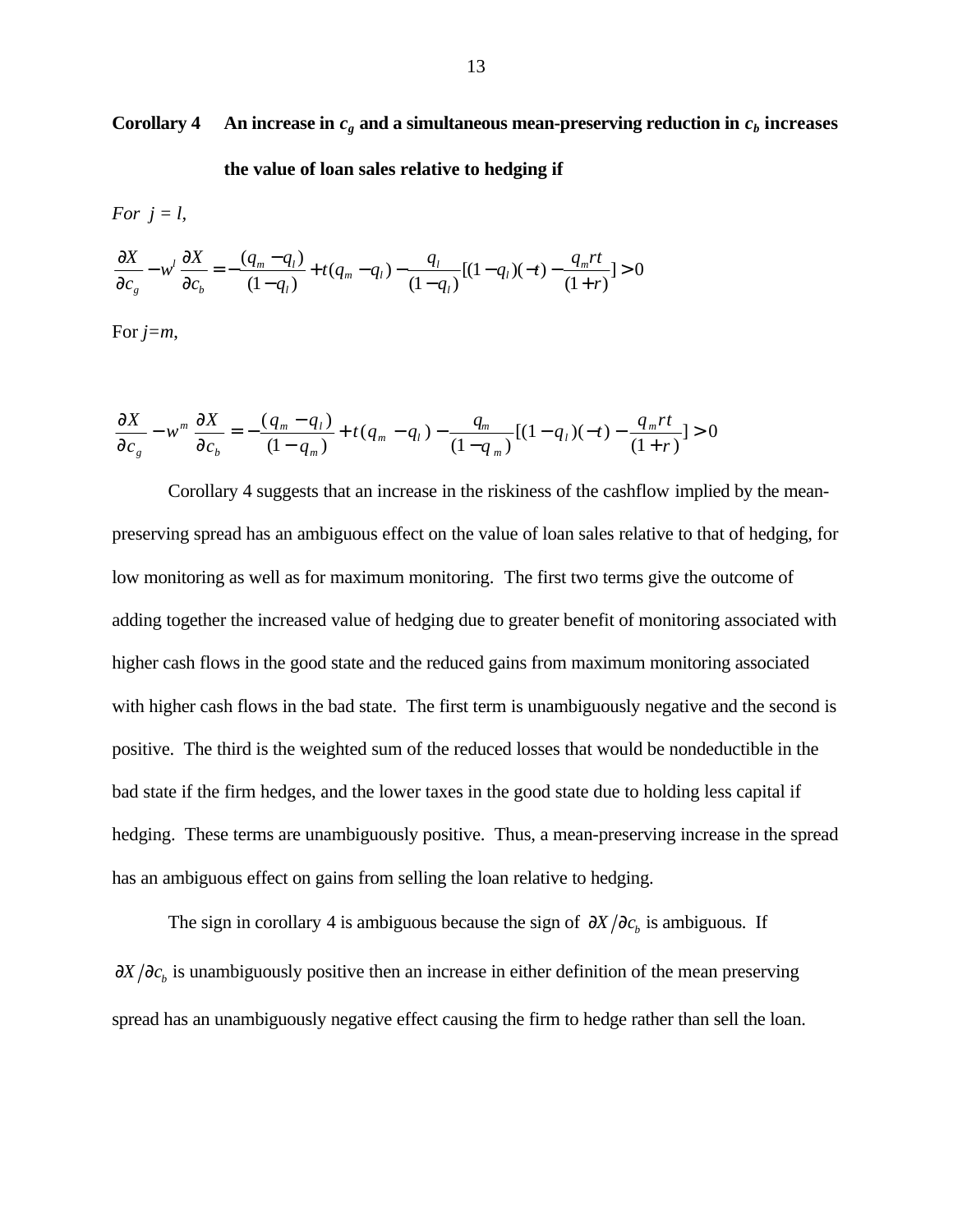**Corollary 4** **An increase in $c_g$ and a simultaneous mean-preserving reduction in $c_b$ increases the value of loan sales relative to hedging if**

*For j = l,*

$$\frac{\partial X}{\partial c_g} - w^l \frac{\partial X}{\partial c_b} = -\frac{(q_m - q_l)}{(1-q_l)} + t(q_m - q_l) - \frac{q_l}{(1-q_l)}[(1-q_l)(-t) - \frac{q_m rt}{(1+r)}] > 0$$

For *j=m*,

$$\frac{\partial X}{\partial c_g} - w^m \frac{\partial X}{\partial c_b} = -\frac{(q_m - q_l)}{(1-q_m)} + t(q_m - q_l) - \frac{q_m}{(1-q_m)}[(1-q_l)(-t) - \frac{q_m rt}{(1+r)}] > 0$$

Corollary 4 suggests that an increase in the riskiness of the cashflow implied by the mean-preserving spread has an ambiguous effect on the value of loan sales relative to that of hedging, for low monitoring as well as for maximum monitoring. The first two terms give the outcome of adding together the increased value of hedging due to greater benefit of monitoring associated with higher cash flows in the good state and the reduced gains from maximum monitoring associated with higher cash flows in the bad state. The first term is unambiguously negative and the second is positive. The third is the weighted sum of the reduced losses that would be nondeductible in the bad state if the firm hedges, and the lower taxes in the good state due to holding less capital if hedging. These terms are unambiguously positive. Thus, a mean-preserving increase in the spread has an ambiguous effect on gains from selling the loan relative to hedging.

The sign in corollary 4 is ambiguous because the sign of $\partial X / \partial c_b$ is ambiguous. If $\partial X / \partial c_b$ is unambiguously positive then an increase in either definition of the mean preserving spread has an unambiguously negative effect causing the firm to hedge rather than sell the loan.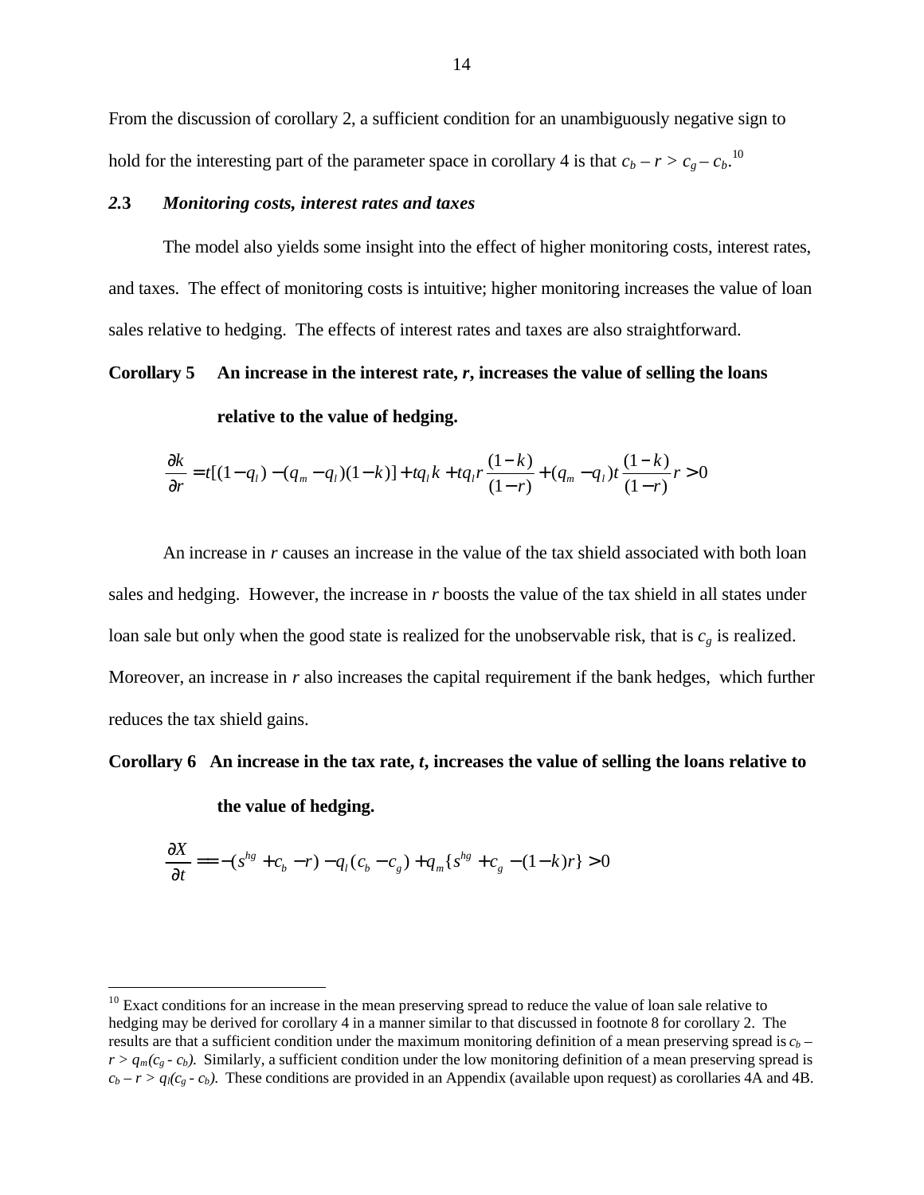From the discussion of corollary 2, a sufficient condition for an unambiguously negative sign to hold for the interesting part of the parameter space in corollary 4 is that $c_b - r > c_g - c_b$.[10]

### *2.3 Monitoring costs, interest rates and taxes*

The model also yields some insight into the effect of higher monitoring costs, interest rates, and taxes. The effect of monitoring costs is intuitive; higher monitoring increases the value of loan sales relative to hedging. The effects of interest rates and taxes are also straightforward.

**Corollary 5 An increase in the interest rate, *r*, increases the value of selling the loans relative to the value of hedging.**

$$\frac{\partial k}{\partial r} = t[(1-q_l) - (q_m - q_l)(1-k)] + tq_l k + tq_l r\frac{(1-k)}{(1-r)} + (q_m - q_l)t\frac{(1-k)}{(1-r)}r > 0$$

An increase in $r$ causes an increase in the value of the tax shield associated with both loan sales and hedging. However, the increase in $r$ boosts the value of the tax shield in all states under loan sale but only when the good state is realized for the unobservable risk, that is $c_g$ is realized. Moreover, an increase in $r$ also increases the capital requirement if the bank hedges, which further reduces the tax shield gains.

**Corollary 6 An increase in the tax rate, *t*, increases the value of selling the loans relative to the value of hedging.**

$$\frac{\partial X}{\partial t} == -(s^{hg} + c_b - r) - q_l(c_b - c_g) + q_m\{s^{hg} + c_g - (1-k)r\} > 0$$

---

[10] Exact conditions for an increase in the mean preserving spread to reduce the value of loan sale relative to hedging may be derived for corollary 4 in a manner similar to that discussed in footnote 8 for corollary 2. The results are that a sufficient condition under the maximum monitoring definition of a mean preserving spread is $c_b - r > q_m(c_g - c_b)$. Similarly, a sufficient condition under the low monitoring definition of a mean preserving spread is $c_b - r > q_l(c_g - c_b)$. These conditions are provided in an Appendix (available upon request) as corollaries 4A and 4B.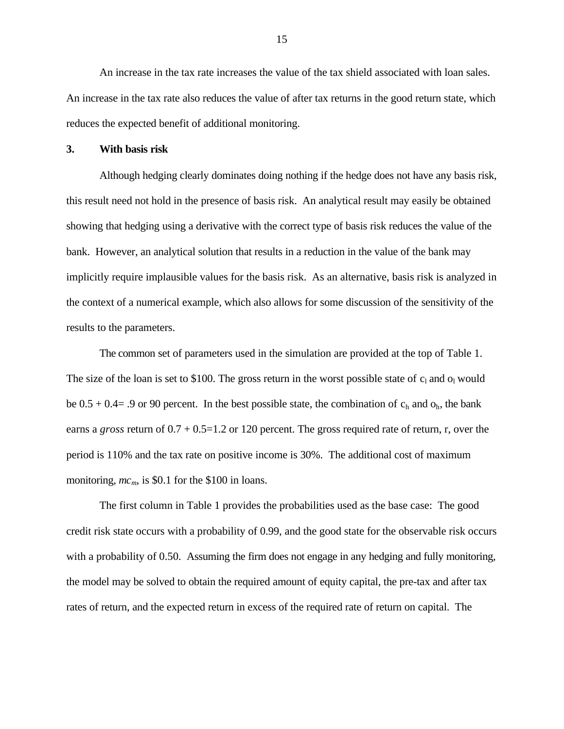An increase in the tax rate increases the value of the tax shield associated with loan sales. An increase in the tax rate also reduces the value of after tax returns in the good return state, which reduces the expected benefit of additional monitoring.

### 3. With basis risk

Although hedging clearly dominates doing nothing if the hedge does not have any basis risk, this result need not hold in the presence of basis risk. An analytical result may easily be obtained showing that hedging using a derivative with the correct type of basis risk reduces the value of the bank. However, an analytical solution that results in a reduction in the value of the bank may implicitly require implausible values for the basis risk. As an alternative, basis risk is analyzed in the context of a numerical example, which also allows for some discussion of the sensitivity of the results to the parameters.

The common set of parameters used in the simulation are provided at the top of Table 1. The size of the loan is set to \$100. The gross return in the worst possible state of $c_l$ and $o_l$ would be 0.5 + 0.4= .9 or 90 percent. In the best possible state, the combination of $c_h$ and $o_h$, the bank earns a *gross* return of 0.7 + 0.5=1.2 or 120 percent. The gross required rate of return, r, over the period is 110% and the tax rate on positive income is 30%. The additional cost of maximum monitoring, $mc_m$, is \$0.1 for the \$100 in loans.

The first column in Table 1 provides the probabilities used as the base case: The good credit risk state occurs with a probability of 0.99, and the good state for the observable risk occurs with a probability of 0.50. Assuming the firm does not engage in any hedging and fully monitoring, the model may be solved to obtain the required amount of equity capital, the pre-tax and after tax rates of return, and the expected return in excess of the required rate of return on capital. The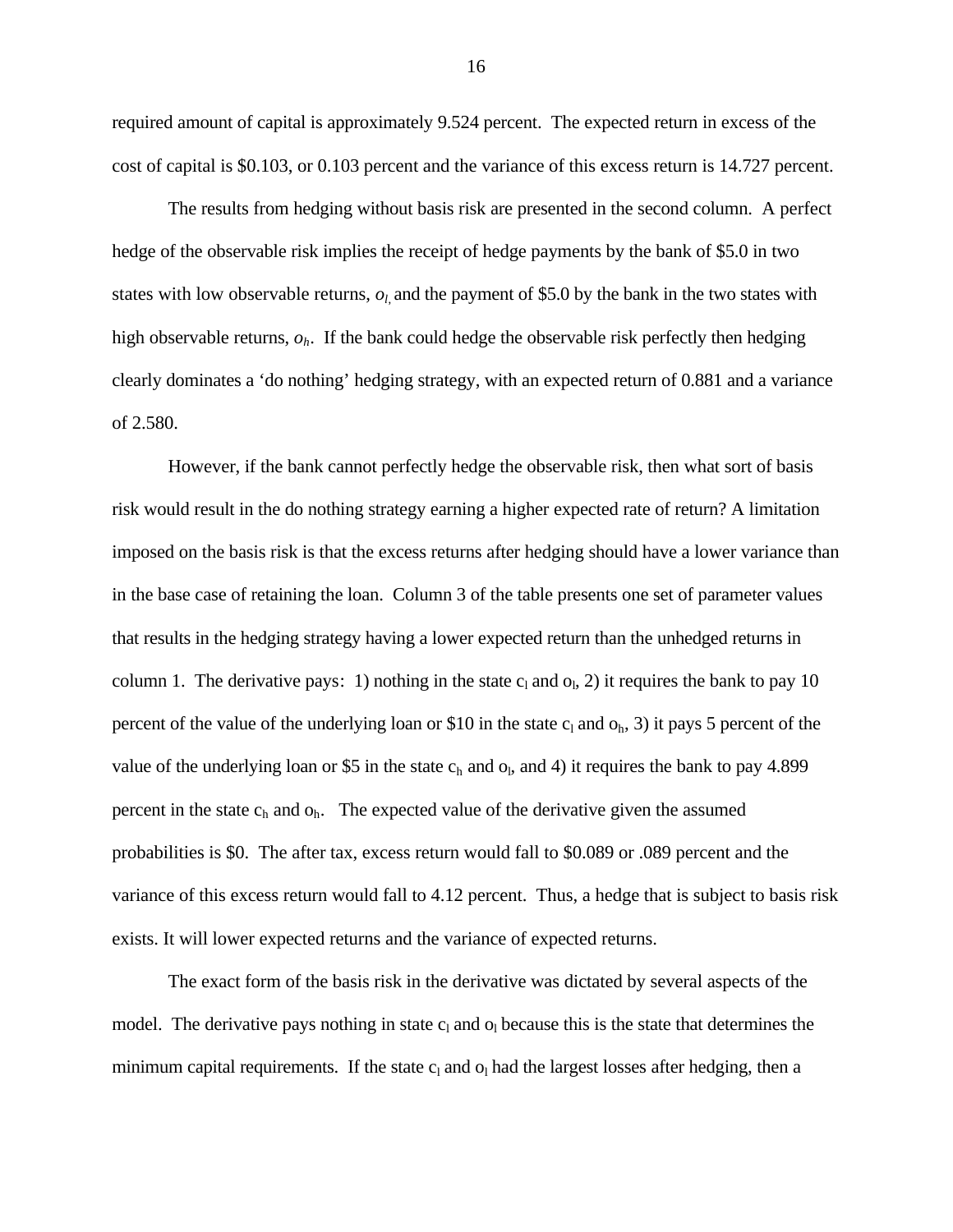required amount of capital is approximately 9.524 percent. The expected return in excess of the cost of capital is \$0.103, or 0.103 percent and the variance of this excess return is 14.727 percent.

The results from hedging without basis risk are presented in the second column. A perfect hedge of the observable risk implies the receipt of hedge payments by the bank of \$5.0 in two states with low observable returns, $o_l$, and the payment of \$5.0 by the bank in the two states with high observable returns, $o_h$. If the bank could hedge the observable risk perfectly then hedging clearly dominates a 'do nothing' hedging strategy, with an expected return of 0.881 and a variance of 2.580.

However, if the bank cannot perfectly hedge the observable risk, then what sort of basis risk would result in the do nothing strategy earning a higher expected rate of return? A limitation imposed on the basis risk is that the excess returns after hedging should have a lower variance than in the base case of retaining the loan. Column 3 of the table presents one set of parameter values that results in the hedging strategy having a lower expected return than the unhedged returns in column 1. The derivative pays: 1) nothing in the state $c_l$ and $o_l$, 2) it requires the bank to pay 10 percent of the value of the underlying loan or \$10 in the state $c_l$ and $o_h$, 3) it pays 5 percent of the value of the underlying loan or \$5 in the state $c_h$ and $o_l$, and 4) it requires the bank to pay 4.899 percent in the state $c_h$ and $o_h$. The expected value of the derivative given the assumed probabilities is \$0. The after tax, excess return would fall to \$0.089 or .089 percent and the variance of this excess return would fall to 4.12 percent. Thus, a hedge that is subject to basis risk exists. It will lower expected returns and the variance of expected returns.

The exact form of the basis risk in the derivative was dictated by several aspects of the model. The derivative pays nothing in state $c_l$ and $o_l$ because this is the state that determines the minimum capital requirements. If the state $c_l$ and $o_l$ had the largest losses after hedging, then a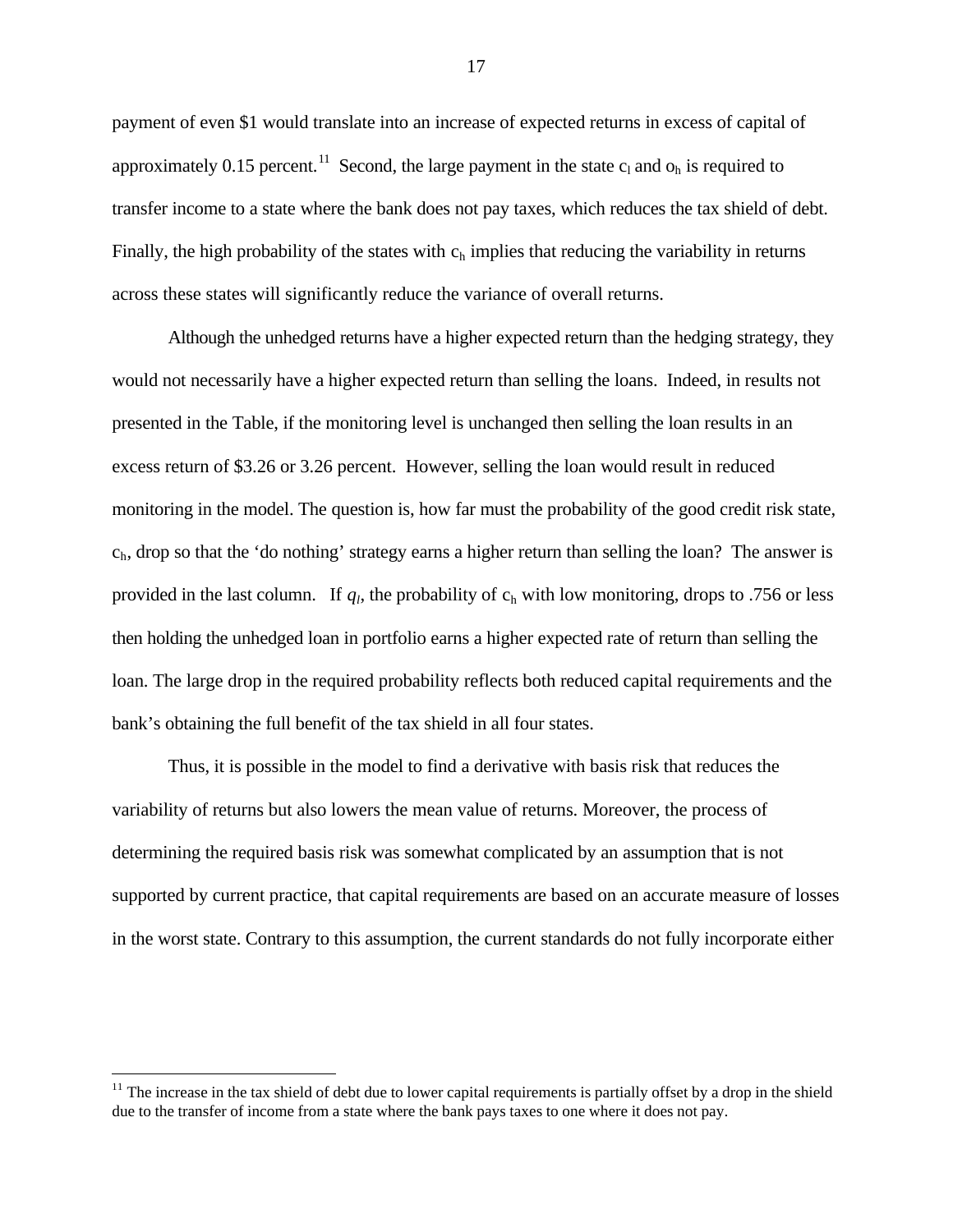payment of even $1 would translate into an increase of expected returns in excess of capital of approximately 0.15 percent.[11] Second, the large payment in the state $c_l$ and $o_h$ is required to transfer income to a state where the bank does not pay taxes, which reduces the tax shield of debt. Finally, the high probability of the states with $c_h$ implies that reducing the variability in returns across these states will significantly reduce the variance of overall returns.

Although the unhedged returns have a higher expected return than the hedging strategy, they would not necessarily have a higher expected return than selling the loans. Indeed, in results not presented in the Table, if the monitoring level is unchanged then selling the loan results in an excess return of $3.26 or 3.26 percent. However, selling the loan would result in reduced monitoring in the model. The question is, how far must the probability of the good credit risk state, $c_h$, drop so that the 'do nothing' strategy earns a higher return than selling the loan? The answer is provided in the last column. If $q_l$, the probability of $c_h$ with low monitoring, drops to .756 or less then holding the unhedged loan in portfolio earns a higher expected rate of return than selling the loan. The large drop in the required probability reflects both reduced capital requirements and the bank's obtaining the full benefit of the tax shield in all four states.

Thus, it is possible in the model to find a derivative with basis risk that reduces the variability of returns but also lowers the mean value of returns. Moreover, the process of determining the required basis risk was somewhat complicated by an assumption that is not supported by current practice, that capital requirements are based on an accurate measure of losses in the worst state. Contrary to this assumption, the current standards do not fully incorporate either

[11] The increase in the tax shield of debt due to lower capital requirements is partially offset by a drop in the shield due to the transfer of income from a state where the bank pays taxes to one where it does not pay.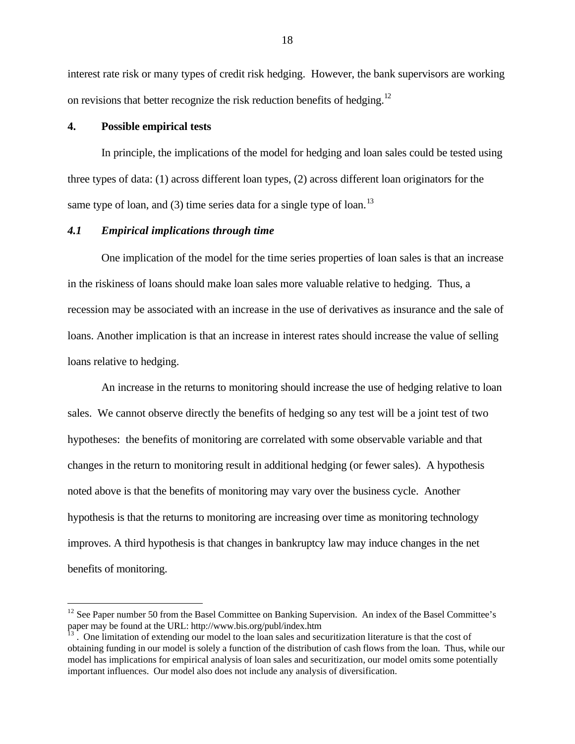interest rate risk or many types of credit risk hedging. However, the bank supervisors are working on revisions that better recognize the risk reduction benefits of hedging.[12]

## 4. Possible empirical tests

In principle, the implications of the model for hedging and loan sales could be tested using three types of data: (1) across different loan types, (2) across different loan originators for the same type of loan, and (3) time series data for a single type of loan.[13]

### *4.1 Empirical implications through time*

One implication of the model for the time series properties of loan sales is that an increase in the riskiness of loans should make loan sales more valuable relative to hedging. Thus, a recession may be associated with an increase in the use of derivatives as insurance and the sale of loans. Another implication is that an increase in interest rates should increase the value of selling loans relative to hedging.

An increase in the returns to monitoring should increase the use of hedging relative to loan sales. We cannot observe directly the benefits of hedging so any test will be a joint test of two hypotheses: the benefits of monitoring are correlated with some observable variable and that changes in the return to monitoring result in additional hedging (or fewer sales). A hypothesis noted above is that the benefits of monitoring may vary over the business cycle. Another hypothesis is that the returns to monitoring are increasing over time as monitoring technology improves. A third hypothesis is that changes in bankruptcy law may induce changes in the net benefits of monitoring.

---

[12] See Paper number 50 from the Basel Committee on Banking Supervision. An index of the Basel Committee's paper may be found at the URL: http://www.bis.org/publ/index.htm

[13]. One limitation of extending our model to the loan sales and securitization literature is that the cost of obtaining funding in our model is solely a function of the distribution of cash flows from the loan. Thus, while our model has implications for empirical analysis of loan sales and securitization, our model omits some potentially important influences. Our model also does not include any analysis of diversification.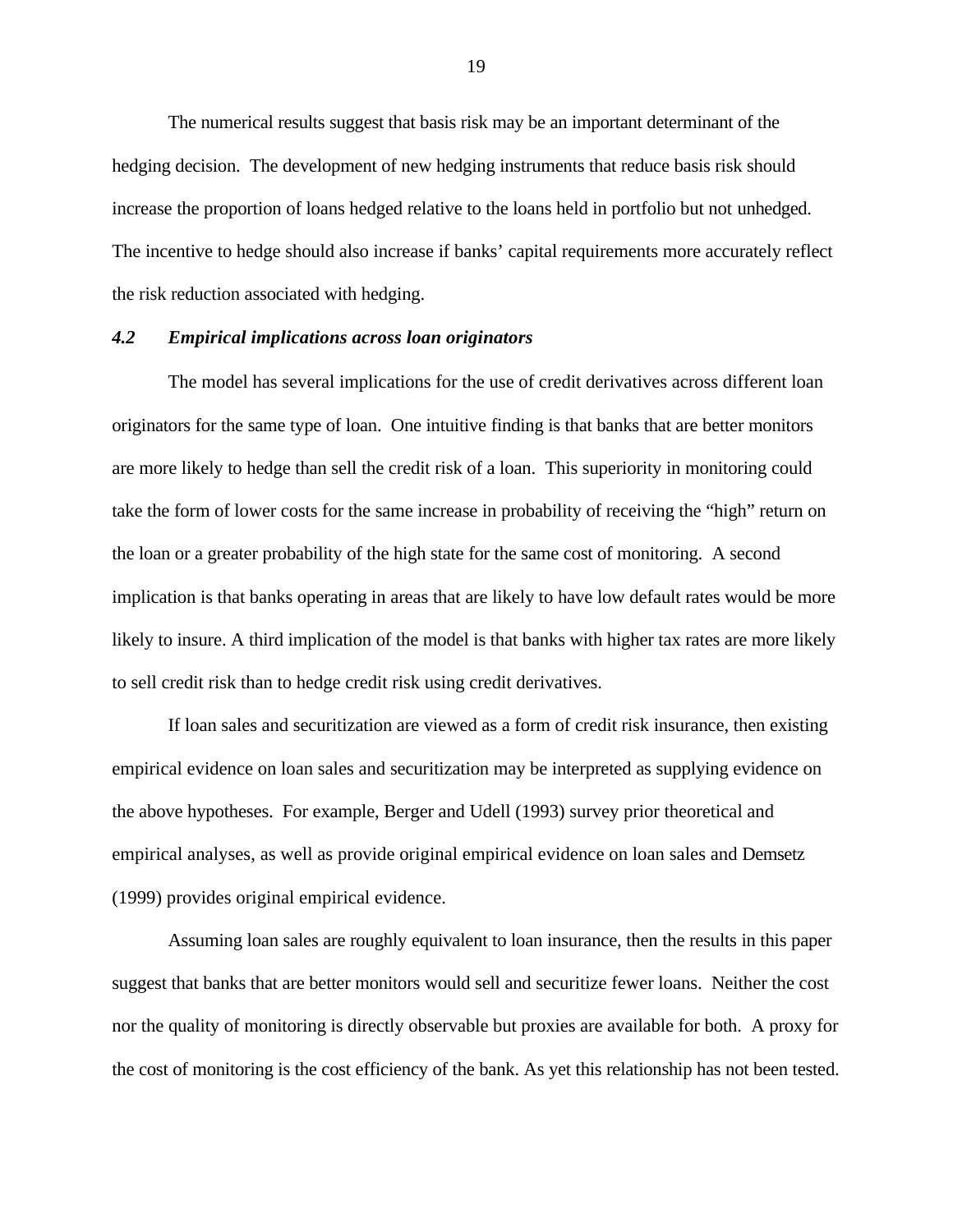The numerical results suggest that basis risk may be an important determinant of the hedging decision. The development of new hedging instruments that reduce basis risk should increase the proportion of loans hedged relative to the loans held in portfolio but not unhedged. The incentive to hedge should also increase if banks' capital requirements more accurately reflect the risk reduction associated with hedging.

### *4.2 Empirical implications across loan originators*

The model has several implications for the use of credit derivatives across different loan originators for the same type of loan. One intuitive finding is that banks that are better monitors are more likely to hedge than sell the credit risk of a loan. This superiority in monitoring could take the form of lower costs for the same increase in probability of receiving the "high" return on the loan or a greater probability of the high state for the same cost of monitoring. A second implication is that banks operating in areas that are likely to have low default rates would be more likely to insure. A third implication of the model is that banks with higher tax rates are more likely to sell credit risk than to hedge credit risk using credit derivatives.

If loan sales and securitization are viewed as a form of credit risk insurance, then existing empirical evidence on loan sales and securitization may be interpreted as supplying evidence on the above hypotheses. For example, Berger and Udell (1993) survey prior theoretical and empirical analyses, as well as provide original empirical evidence on loan sales and Demsetz (1999) provides original empirical evidence.

Assuming loan sales are roughly equivalent to loan insurance, then the results in this paper suggest that banks that are better monitors would sell and securitize fewer loans. Neither the cost nor the quality of monitoring is directly observable but proxies are available for both. A proxy for the cost of monitoring is the cost efficiency of the bank. As yet this relationship has not been tested.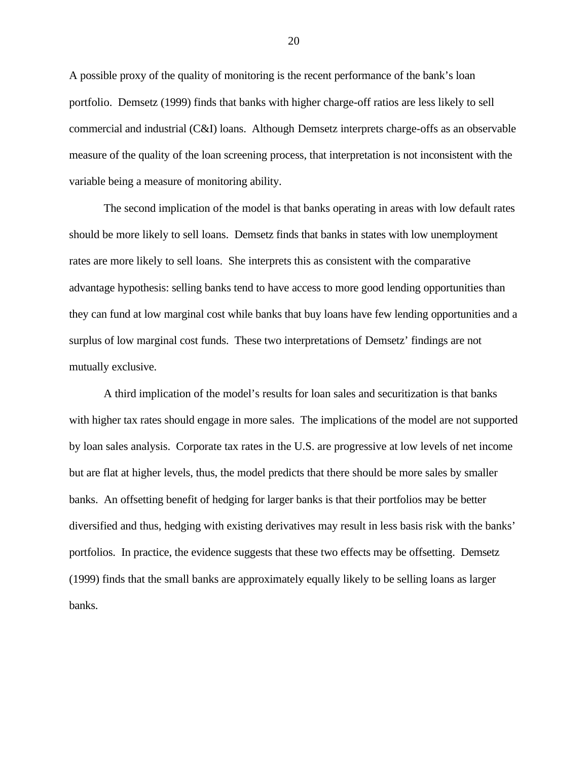A possible proxy of the quality of monitoring is the recent performance of the bank's loan portfolio. Demsetz (1999) finds that banks with higher charge-off ratios are less likely to sell commercial and industrial (C&I) loans. Although Demsetz interprets charge-offs as an observable measure of the quality of the loan screening process, that interpretation is not inconsistent with the variable being a measure of monitoring ability.

The second implication of the model is that banks operating in areas with low default rates should be more likely to sell loans. Demsetz finds that banks in states with low unemployment rates are more likely to sell loans. She interprets this as consistent with the comparative advantage hypothesis: selling banks tend to have access to more good lending opportunities than they can fund at low marginal cost while banks that buy loans have few lending opportunities and a surplus of low marginal cost funds. These two interpretations of Demsetz' findings are not mutually exclusive.

A third implication of the model's results for loan sales and securitization is that banks with higher tax rates should engage in more sales. The implications of the model are not supported by loan sales analysis. Corporate tax rates in the U.S. are progressive at low levels of net income but are flat at higher levels, thus, the model predicts that there should be more sales by smaller banks. An offsetting benefit of hedging for larger banks is that their portfolios may be better diversified and thus, hedging with existing derivatives may result in less basis risk with the banks' portfolios. In practice, the evidence suggests that these two effects may be offsetting. Demsetz (1999) finds that the small banks are approximately equally likely to be selling loans as larger banks.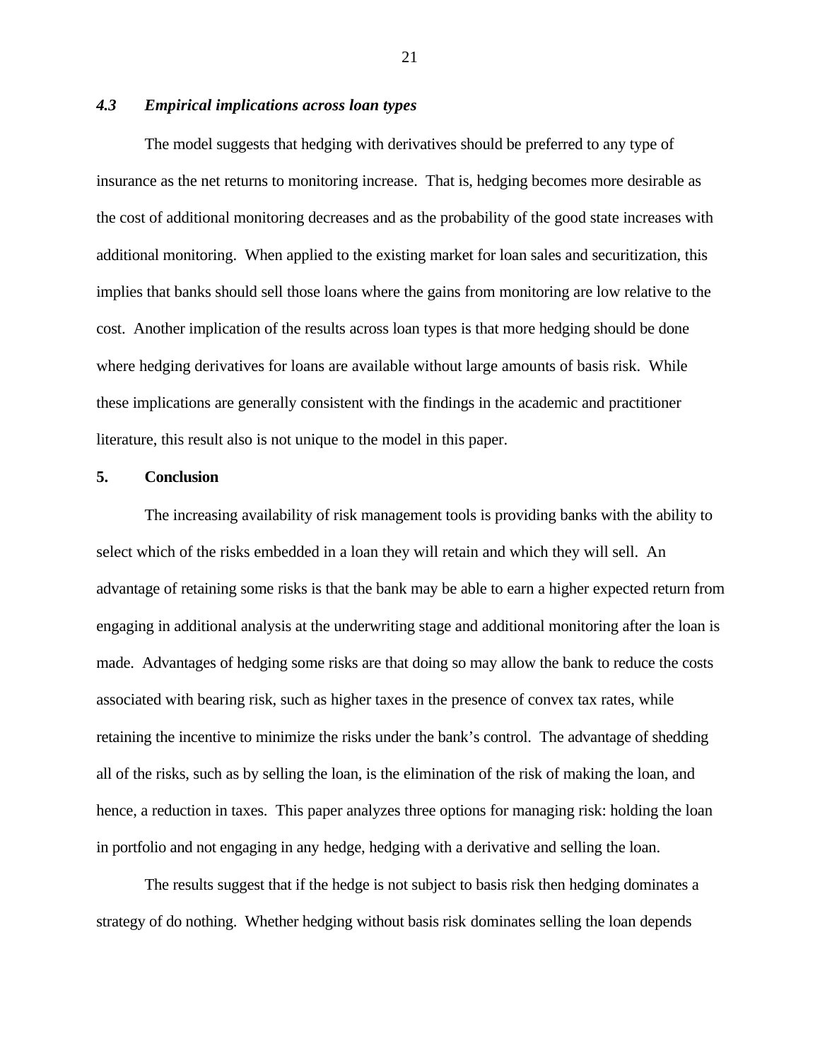### *4.3 Empirical implications across loan types*

The model suggests that hedging with derivatives should be preferred to any type of insurance as the net returns to monitoring increase. That is, hedging becomes more desirable as the cost of additional monitoring decreases and as the probability of the good state increases with additional monitoring. When applied to the existing market for loan sales and securitization, this implies that banks should sell those loans where the gains from monitoring are low relative to the cost. Another implication of the results across loan types is that more hedging should be done where hedging derivatives for loans are available without large amounts of basis risk. While these implications are generally consistent with the findings in the academic and practitioner literature, this result also is not unique to the model in this paper.

## 5. Conclusion

The increasing availability of risk management tools is providing banks with the ability to select which of the risks embedded in a loan they will retain and which they will sell. An advantage of retaining some risks is that the bank may be able to earn a higher expected return from engaging in additional analysis at the underwriting stage and additional monitoring after the loan is made. Advantages of hedging some risks are that doing so may allow the bank to reduce the costs associated with bearing risk, such as higher taxes in the presence of convex tax rates, while retaining the incentive to minimize the risks under the bank's control. The advantage of shedding all of the risks, such as by selling the loan, is the elimination of the risk of making the loan, and hence, a reduction in taxes. This paper analyzes three options for managing risk: holding the loan in portfolio and not engaging in any hedge, hedging with a derivative and selling the loan.

The results suggest that if the hedge is not subject to basis risk then hedging dominates a strategy of do nothing. Whether hedging without basis risk dominates selling the loan depends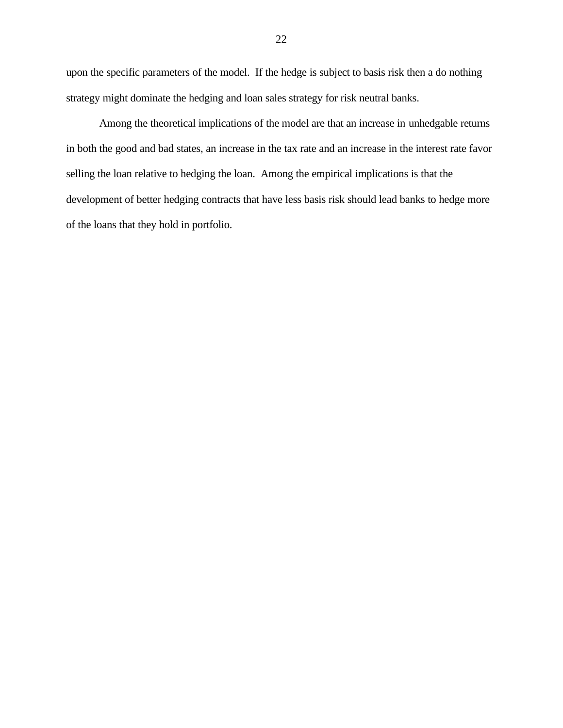upon the specific parameters of the model.  If the hedge is subject to basis risk then a do nothing strategy might dominate the hedging and loan sales strategy for risk neutral banks.

Among the theoretical implications of the model are that an increase in unhedgable returns in both the good and bad states, an increase in the tax rate and an increase in the interest rate favor selling the loan relative to hedging the loan.  Among the empirical implications is that the development of better hedging contracts that have less basis risk should lead banks to hedge more of the loans that they hold in portfolio.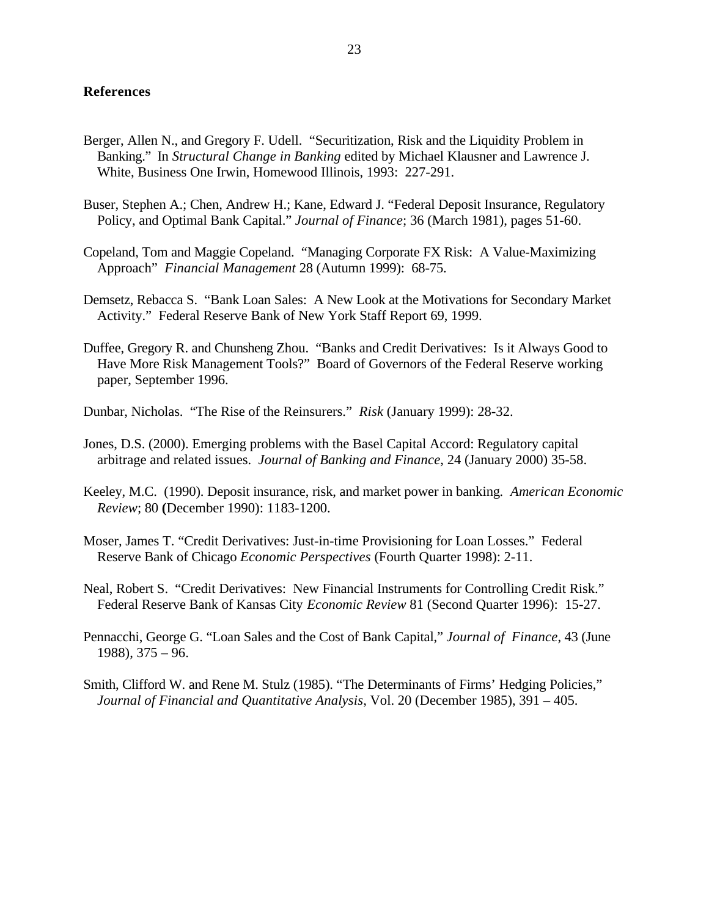**References**

Berger, Allen N., and Gregory F. Udell. "Securitization, Risk and the Liquidity Problem in Banking." In *Structural Change in Banking* edited by Michael Klausner and Lawrence J. White, Business One Irwin, Homewood Illinois, 1993: 227-291.

Buser, Stephen A.; Chen, Andrew H.; Kane, Edward J. "Federal Deposit Insurance, Regulatory Policy, and Optimal Bank Capital." *Journal of Finance*; 36 (March 1981), pages 51-60.

Copeland, Tom and Maggie Copeland. "Managing Corporate FX Risk: A Value-Maximizing Approach" *Financial Management* 28 (Autumn 1999): 68-75.

Demsetz, Rebacca S. "Bank Loan Sales: A New Look at the Motivations for Secondary Market Activity." Federal Reserve Bank of New York Staff Report 69, 1999.

Duffee, Gregory R. and Chunsheng Zhou. "Banks and Credit Derivatives: Is it Always Good to Have More Risk Management Tools?" Board of Governors of the Federal Reserve working paper, September 1996.

Dunbar, Nicholas. "The Rise of the Reinsurers." *Risk* (January 1999): 28-32.

Jones, D.S. (2000). Emerging problems with the Basel Capital Accord: Regulatory capital arbitrage and related issues. *Journal of Banking and Finance*, 24 (January 2000) 35-58.

Keeley, M.C. (1990). Deposit insurance, risk, and market power in banking. *American Economic Review*; 80 **(**December 1990): 1183-1200.

Moser, James T. "Credit Derivatives: Just-in-time Provisioning for Loan Losses." Federal Reserve Bank of Chicago *Economic Perspectives* (Fourth Quarter 1998): 2-11.

Neal, Robert S. "Credit Derivatives: New Financial Instruments for Controlling Credit Risk." Federal Reserve Bank of Kansas City *Economic Review* 81 (Second Quarter 1996): 15-27.

Pennacchi, George G. "Loan Sales and the Cost of Bank Capital," *Journal of Finance*, 43 (June 1988), 375 – 96.

Smith, Clifford W. and Rene M. Stulz (1985). "The Determinants of Firms' Hedging Policies," *Journal of Financial and Quantitative Analysis*, Vol. 20 (December 1985), 391 – 405.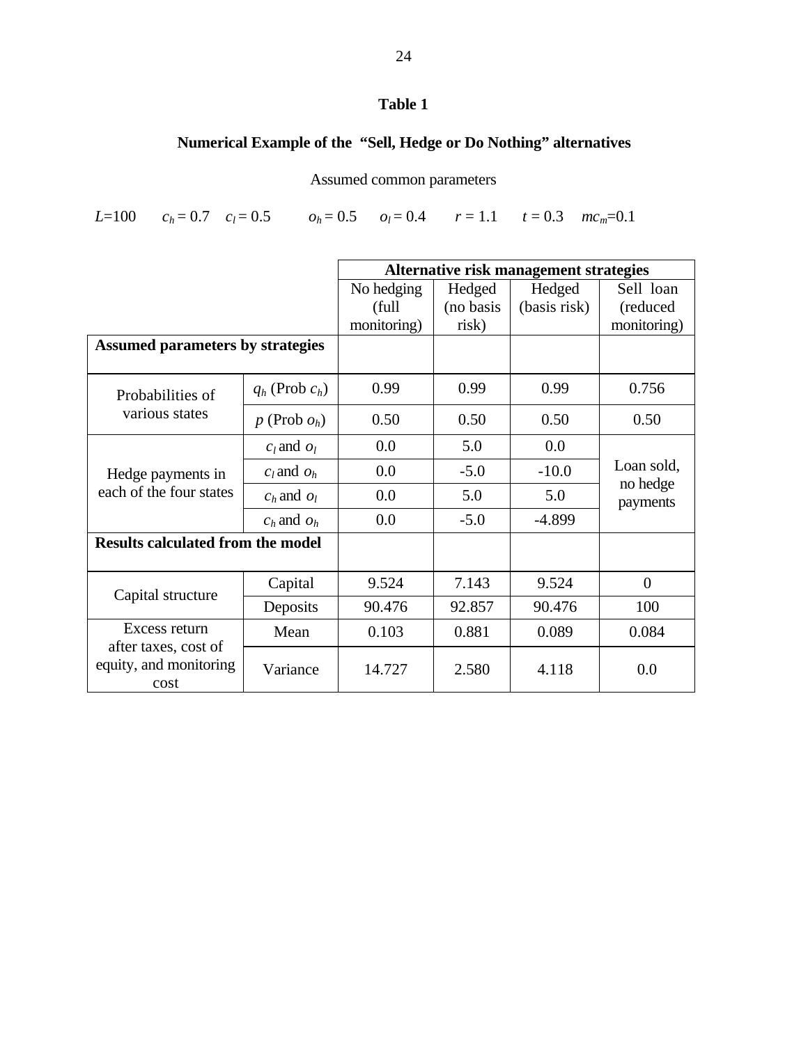**Table 1**

**Numerical Example of the "Sell, Hedge or Do Nothing" alternatives**

Assumed common parameters

$L$=100 $c_h$ = 0.7 $c_l$ = 0.5 $o_h$ = 0.5 $o_l$ = 0.4 $r$ = 1.1 $t$ = 0.3 $mc_m$=0.1

| | | Alternative risk management strategies | | | |
|---|---|---|---|---|---|
| | | No hedging (full monitoring) | Hedged (no basis risk) | Hedged (basis risk) | Sell loan (reduced monitoring) |
| **Assumed parameters by strategies** | | | | | |
| Probabilities of various states | $q_h$ (Prob $c_h$) | 0.99 | 0.99 | 0.99 | 0.756 |
| | $p$ (Prob $o_h$) | 0.50 | 0.50 | 0.50 | 0.50 |
| Hedge payments in each of the four states | $c_l$ and $o_l$ | 0.0 | 5.0 | 0.0 | Loan sold, no hedge payments |
| | $c_l$ and $o_h$ | 0.0 | -5.0 | -10.0 | |
| | $c_h$ and $o_l$ | 0.0 | 5.0 | 5.0 | |
| | $c_h$ and $o_h$ | 0.0 | -5.0 | -4.899 | |
| **Results calculated from the model** | | | | | |
| Capital structure | Capital | 9.524 | 7.143 | 9.524 | 0 |
| | Deposits | 90.476 | 92.857 | 90.476 | 100 |
| Excess return after taxes, cost of equity, and monitoring cost | Mean | 0.103 | 0.881 | 0.089 | 0.084 |
| | Variance | 14.727 | 2.580 | 4.118 | 0.0 |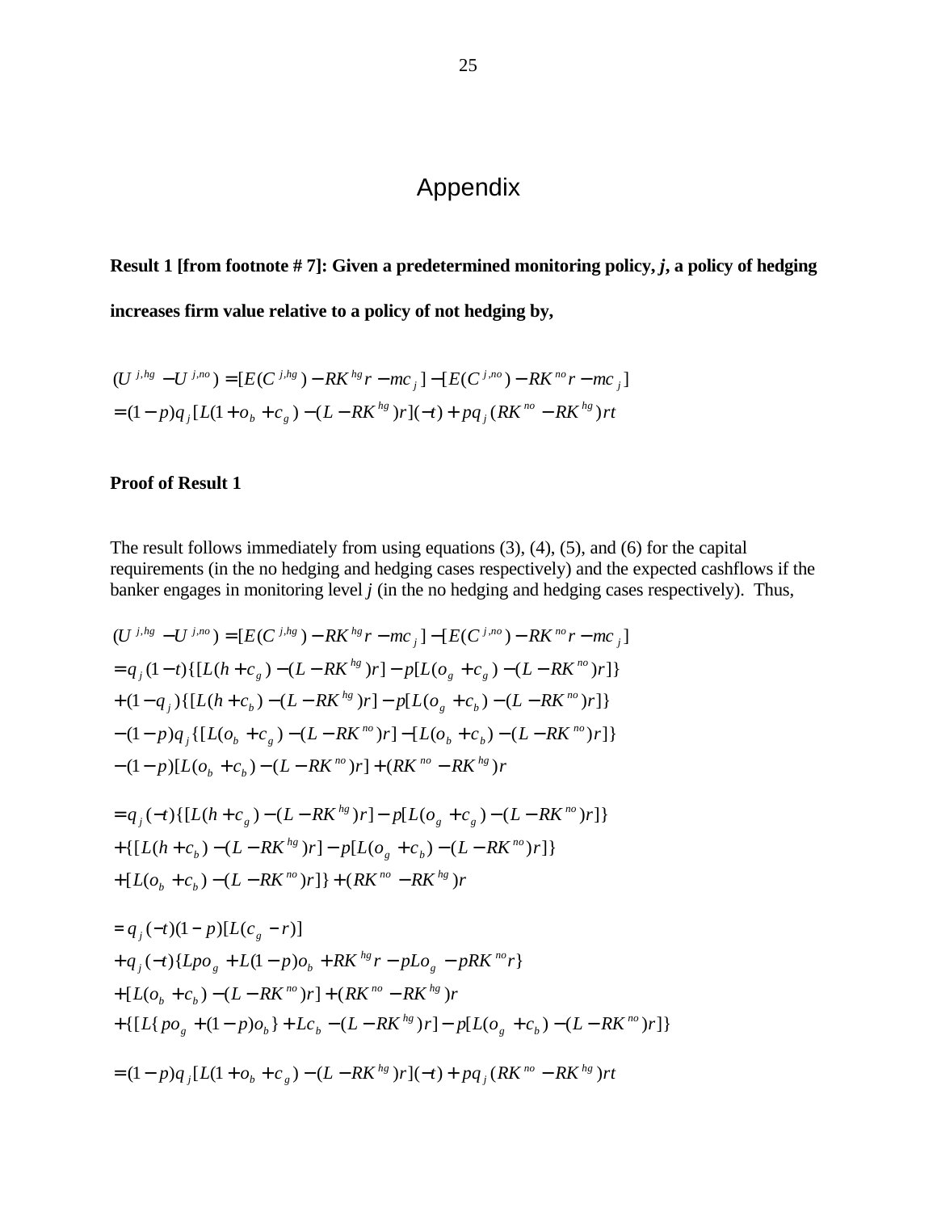# Appendix

**Result 1 [from footnote # 7]: Given a predetermined monitoring policy, *j*, a policy of hedging increases firm value relative to a policy of not hedging by,**

$$
\begin{aligned}
&(U^{j,hg} - U^{j,no}) = [E(C^{j,hg}) - RK^{hg}r - mc_j] - [E(C^{j,no}) - RK^{no}r - mc_j] \\
&= (1-p)q_j[L(1+o_b+c_g) - (L - RK^{hg})r](-t) + pq_j(RK^{no} - RK^{hg})rt
\end{aligned}
$$

**Proof of Result 1**

The result follows immediately from using equations (3), (4), (5), and (6) for the capital requirements (in the no hedging and hedging cases respectively) and the expected cashflows if the banker engages in monitoring level *j* (in the no hedging and hedging cases respectively). Thus,

$$
\begin{aligned}
&(U^{j,hg} - U^{j,no}) = [E(C^{j,hg}) - RK^{hg}r - mc_j] - [E(C^{j,no}) - RK^{no}r - mc_j] \\
&= q_j(1-t)\{[L(h+c_g) - (L - RK^{hg})r] - p[L(o_g+c_g) - (L - RK^{no})r]\} \\
&+ (1-q_j)\{[L(h+c_b) - (L - RK^{hg})r] - p[L(o_g+c_b) - (L - RK^{no})r]\} \\
&- (1-p)q_j\{[L(o_b+c_g) - (L - RK^{no})r] - [L(o_b+c_b) - (L - RK^{no})r]\} \\
&- (1-p)[L(o_b+c_b) - (L - RK^{no})r] + (RK^{no} - RK^{hg})r
\end{aligned}
$$

$$
\begin{aligned}
&= q_j(-t)\{[L(h+c_g) - (L - RK^{hg})r] - p[L(o_g+c_g) - (L - RK^{no})r]\} \\
&+ \{[L(h+c_b) - (L - RK^{hg})r] - p[L(o_g+c_b) - (L - RK^{no})r]\} \\
&+ [L(o_b+c_b) - (L - RK^{no})r]\} + (RK^{no} - RK^{hg})r
\end{aligned}
$$

$$
\begin{aligned}
&= q_j(-t)(1-p)[L(c_g - r)] \\
&+ q_j(-t)\{Lpo_g + L(1-p)o_b + RK^{hg}r - pLo_g - pRK^{no}r\} \\
&+ [L(o_b+c_b) - (L - RK^{no})r] + (RK^{no} - RK^{hg})r \\
&+ \{[L\{po_g + (1-p)o_b\} + Lc_b - (L - RK^{hg})r] - p[L(o_g+c_b) - (L - RK^{no})r]\}
\end{aligned}
$$

$$
= (1-p)q_j[L(1+o_b+c_g) - (L - RK^{hg})r](-t) + pq_j(RK^{no} - RK^{hg})rt
$$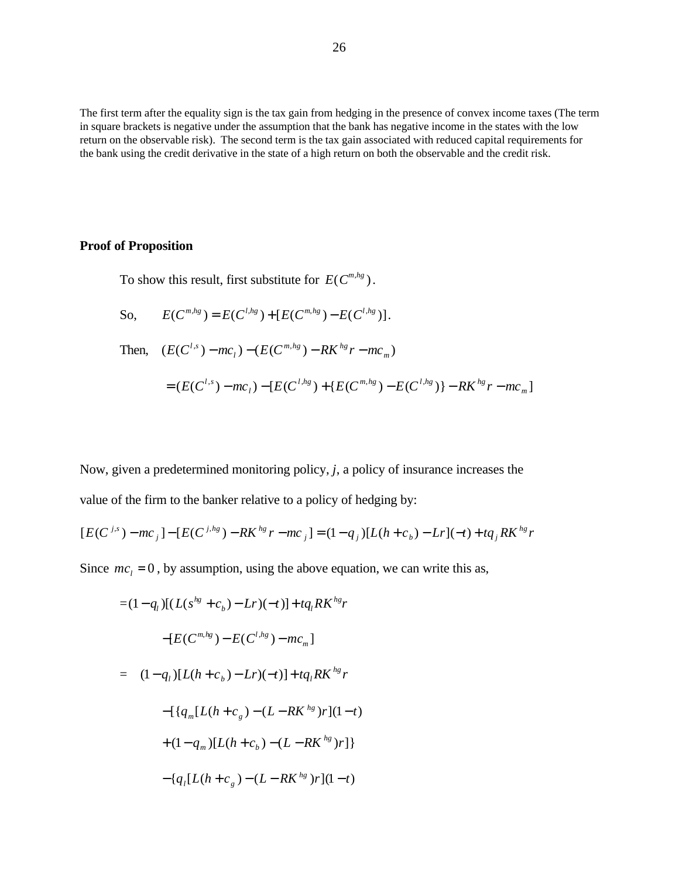The first term after the equality sign is the tax gain from hedging in the presence of convex income taxes (The term in square brackets is negative under the assumption that the bank has negative income in the states with the low return on the observable risk). The second term is the tax gain associated with reduced capital requirements for the bank using the credit derivative in the state of a high return on both the observable and the credit risk.

**Proof of Proposition**

To show this result, first substitute for $E(C^{m,hg})$.

So, $\quad E(C^{m,hg}) = E(C^{l,hg}) + [E(C^{m,hg}) - E(C^{l,hg})]$.

Then, $\quad (E(C^{l,s}) - mc_l) - (E(C^{m,hg}) - RK^{hg}r - mc_m)$

$$= (E(C^{l,s}) - mc_l) - [E(C^{l,hg}) + \{E(C^{m,hg}) - E(C^{l,hg})\} - RK^{hg}r - mc_m]$$

Now, given a predetermined monitoring policy, *j*, a policy of insurance increases the value of the firm to the banker relative to a policy of hedging by:

$$[E(C^{j,s}) - mc_j] - [E(C^{j,hg}) - RK^{hg}r - mc_j] = (1 - q_j)[L(h + c_b) - Lr](-t) + tq_j RK^{hg}r$$

Since $mc_l = 0$, by assumption, using the above equation, we can write this as,

$$= (1-q_l)[(L(s^{hg} + c_b) - Lr)(-t)] + tq_l RK^{hg}r$$

$$-[E(C^{m,hg}) - E(C^{l,hg}) - mc_m]$$

$$= \quad (1-q_l)[L(h + c_b) - Lr)(-t)] + tq_l RK^{hg}r$$

$$-[\{q_m[L(h + c_g) - (L - RK^{hg})r](1-t)$$

$$+(1-q_m)[L(h + c_b) - (L - RK^{hg})r]\}$$

$$-\{q_l[L(h + c_g) - (L - RK^{hg})r](1-t)$$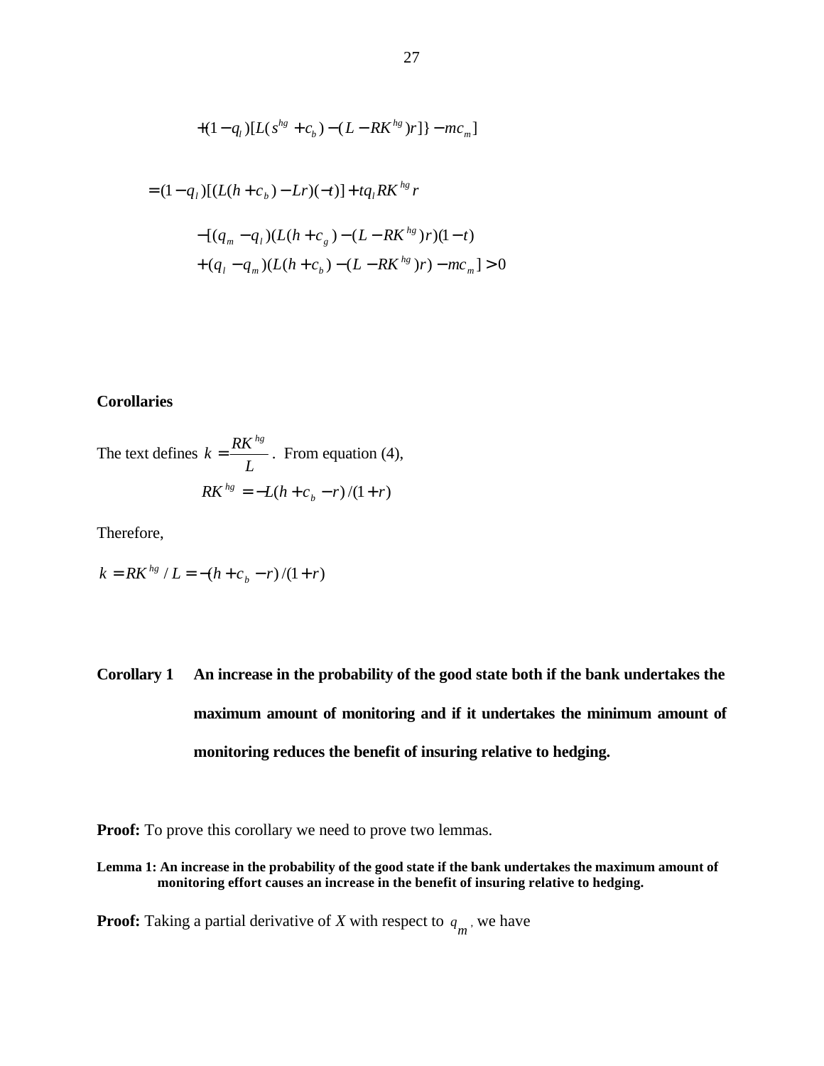$$+(1-q_l)[L(s^{hg}+c_b)-(L-RK^{hg})r]\}-mc_m]$$

$$=(1-q_l)[(L(h+c_b)-Lr)(-t)]+tq_l RK^{hg}r$$

$$-[(q_m-q_l)(L(h+c_g)-(L-RK^{hg})r)(1-t)$$
$$+(q_l-q_m)(L(h+c_b)-(L-RK^{hg})r)-mc_m]>0$$

**Corollaries**

The text defines $k=\frac{RK^{hg}}{L}$. From equation (4),

$$RK^{hg}=-L(h+c_b-r)/(1+r)$$

Therefore,

$$k=RK^{hg}/L=-(h+c_b-r)/(1+r)$$

**Corollary 1 An increase in the probability of the good state both if the bank undertakes the maximum amount of monitoring and if it undertakes the minimum amount of monitoring reduces the benefit of insuring relative to hedging.**

**Proof:** To prove this corollary we need to prove two lemmas.

**Lemma 1: An increase in the probability of the good state if the bank undertakes the maximum amount of monitoring effort causes an increase in the benefit of insuring relative to hedging.**

**Proof:** Taking a partial derivative of *X* with respect to $q_m$, we have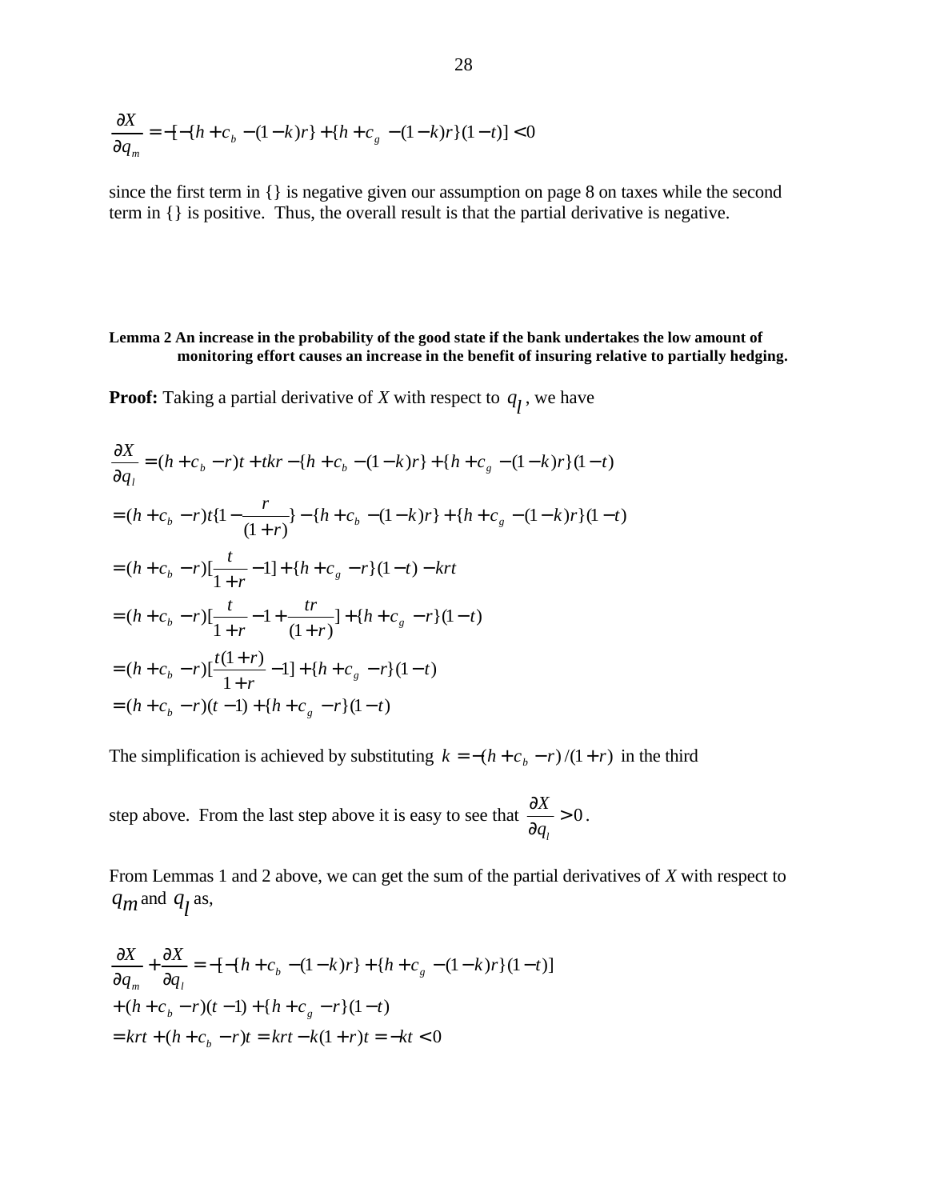$$\frac{\partial X}{\partial q_m} = -[-\{h + c_b - (1-k)r\} + \{h + c_g - (1-k)r\}(1-t)] < 0$$

since the first term in {} is negative given our assumption on page 8 on taxes while the second term in {} is positive. Thus, the overall result is that the partial derivative is negative.

**Lemma 2 An increase in the probability of the good state if the bank undertakes the low amount of monitoring effort causes an increase in the benefit of insuring relative to partially hedging.**

**Proof:** Taking a partial derivative of *X* with respect to $q_l$, we have

$$\begin{aligned}
\frac{\partial X}{\partial q_l} &= (h + c_b - r)t + tkr - \{h + c_b - (1-k)r\} + \{h + c_g - (1-k)r\}(1-t) \\
&= (h + c_b - r)t\{1 - \frac{r}{(1+r)}\} - \{h + c_b - (1-k)r\} + \{h + c_g - (1-k)r\}(1-t) \\
&= (h + c_b - r)[\frac{t}{1+r} - 1] + \{h + c_g - r\}(1-t) - krt \\
&= (h + c_b - r)[\frac{t}{1+r} - 1 + \frac{tr}{(1+r)}] + \{h + c_g - r\}(1-t) \\
&= (h + c_b - r)[\frac{t(1+r)}{1+r} - 1] + \{h + c_g - r\}(1-t) \\
&= (h + c_b - r)(t-1) + \{h + c_g - r\}(1-t)
\end{aligned}$$

The simplification is achieved by substituting $k = -(h + c_b - r)/(1+r)$ in the third step above. From the last step above it is easy to see that $\frac{\partial X}{\partial q_l} > 0$.

From Lemmas 1 and 2 above, we can get the sum of the partial derivatives of *X* with respect to $q_m$ and $q_l$ as,

$$\begin{aligned}
\frac{\partial X}{\partial q_m} + \frac{\partial X}{\partial q_l} &= -[-\{h + c_b - (1-k)r\} + \{h + c_g - (1-k)r\}(1-t)] \\
&+ (h + c_b - r)(t-1) + \{h + c_g - r\}(1-t) \\
&= krt + (h + c_b - r)t = krt - k(1+r)t = -kt < 0
\end{aligned}$$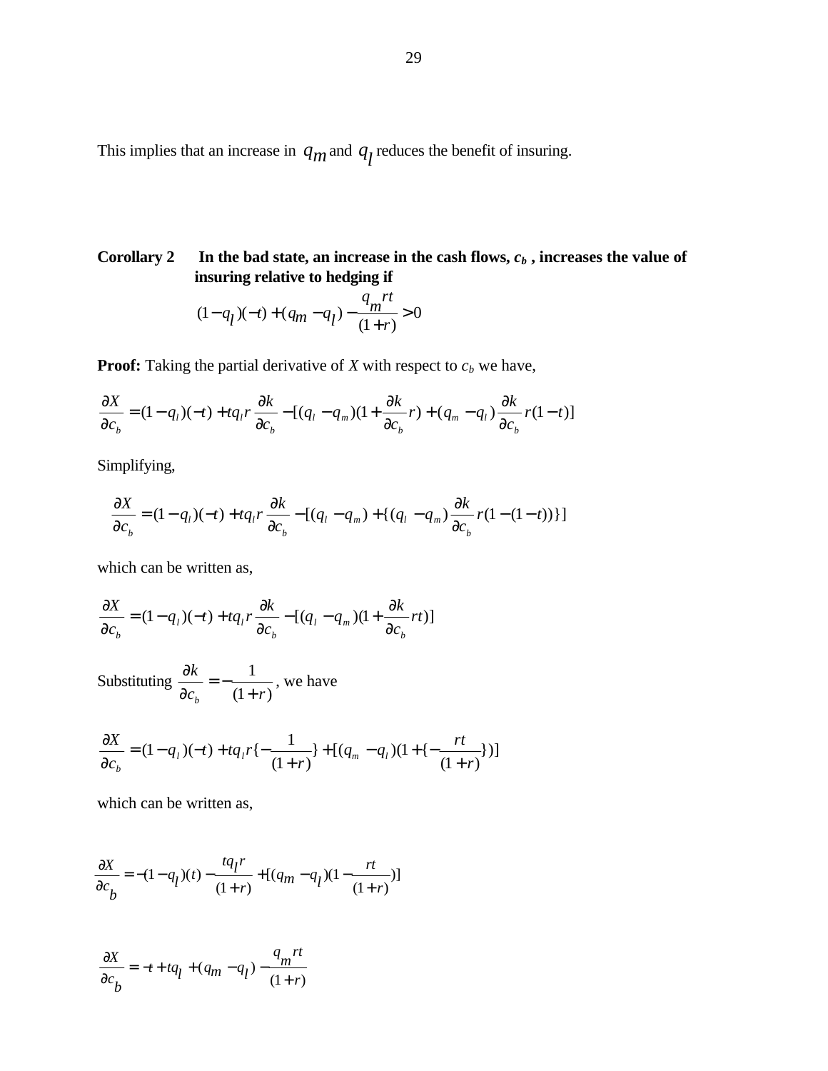This implies that an increase in $q_m$ and $q_l$ reduces the benefit of insuring.

**Corollary 2 In the bad state, an increase in the cash flows, $c_b$, increases the value of insuring relative to hedging if**

$$(1-q_l)(-t)+(q_m-q_l)-\frac{q_m rt}{(1+r)}>0$$

**Proof:** Taking the partial derivative of *X* with respect to $c_b$ we have,

$$\frac{\partial X}{\partial c_b}=(1-q_l)(-t)+tq_l r\frac{\partial k}{\partial c_b}-[(q_l-q_m)(1+\frac{\partial k}{\partial c_b}r)+(q_m-q_l)\frac{\partial k}{\partial c_b}r(1-t)]$$

Simplifying,

$$\frac{\partial X}{\partial c_b}=(1-q_l)(-t)+tq_l r\frac{\partial k}{\partial c_b}-[(q_l-q_m)+\{(q_l-q_m)\frac{\partial k}{\partial c_b}r(1-(1-t))\}]$$

which can be written as,

$$\frac{\partial X}{\partial c_b}=(1-q_l)(-t)+tq_l r\frac{\partial k}{\partial c_b}-[(q_l-q_m)(1+\frac{\partial k}{\partial c_b}rt)]$$

Substituting $\frac{\partial k}{\partial c_b}=-\frac{1}{(1+r)}$, we have

$$\frac{\partial X}{\partial c_b}=(1-q_l)(-t)+tq_l r\{-\frac{1}{(1+r)}\}+[(q_m-q_l)(1+\{-\frac{rt}{(1+r)}\})]$$

which can be written as,

$$\frac{\partial X}{\partial c_b}=-(1-q_l)(t)-\frac{tq_l r}{(1+r)}+[(q_m-q_l)(1-\frac{rt}{(1+r)})]$$

$$\frac{\partial X}{\partial c_b}=-t+tq_l+(q_m-q_l)-\frac{q_m rt}{(1+r)}$$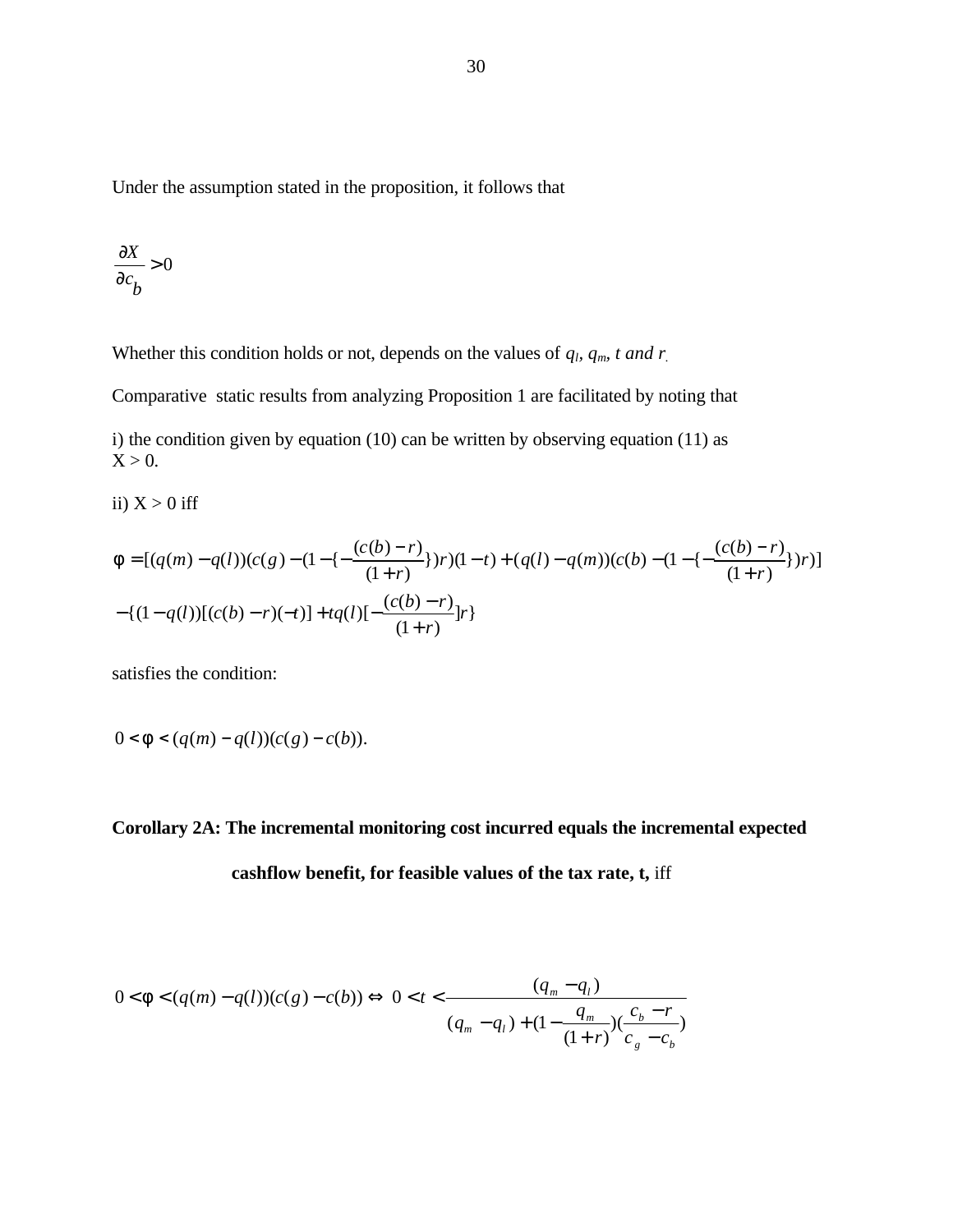Under the assumption stated in the proposition, it follows that

$$\frac{\partial X}{\partial c_b} > 0$$

Whether this condition holds or not, depends on the values of $q_l$, $q_m$, $t$ *and* $r$.

Comparative static results from analyzing Proposition 1 are facilitated by noting that

i) the condition given by equation (10) can be written by observing equation (11) as X > 0.

ii) X > 0 iff

$$\phi = [(q(m) - q(l))(c(g) - (1 - \{-\frac{(c(b) - r)}{(1+r)}\})r)(1-t) + (q(l) - q(m))(c(b) - (1 - \{-\frac{(c(b) - r)}{(1+r)}\})r)]$$
$$-\{(1 - q(l))[(c(b) - r)(-t)] + tq(l)[-\frac{(c(b) - r)}{(1+r)}]r\}$$

satisfies the condition:

$$0 < \phi < (q(m) - q(l))(c(g) - c(b)).$$

**Corollary 2A: The incremental monitoring cost incurred equals the incremental expected cashflow benefit, for feasible values of the tax rate, t,** iff

$$0 < \phi < (q(m) - q(l))(c(g) - c(b)) \Leftrightarrow \; 0 < t < \frac{(q_m - q_l)}{(q_m - q_l) + (1 - \frac{q_m}{(1+r)})(\frac{c_b - r}{c_g - c_b})}$$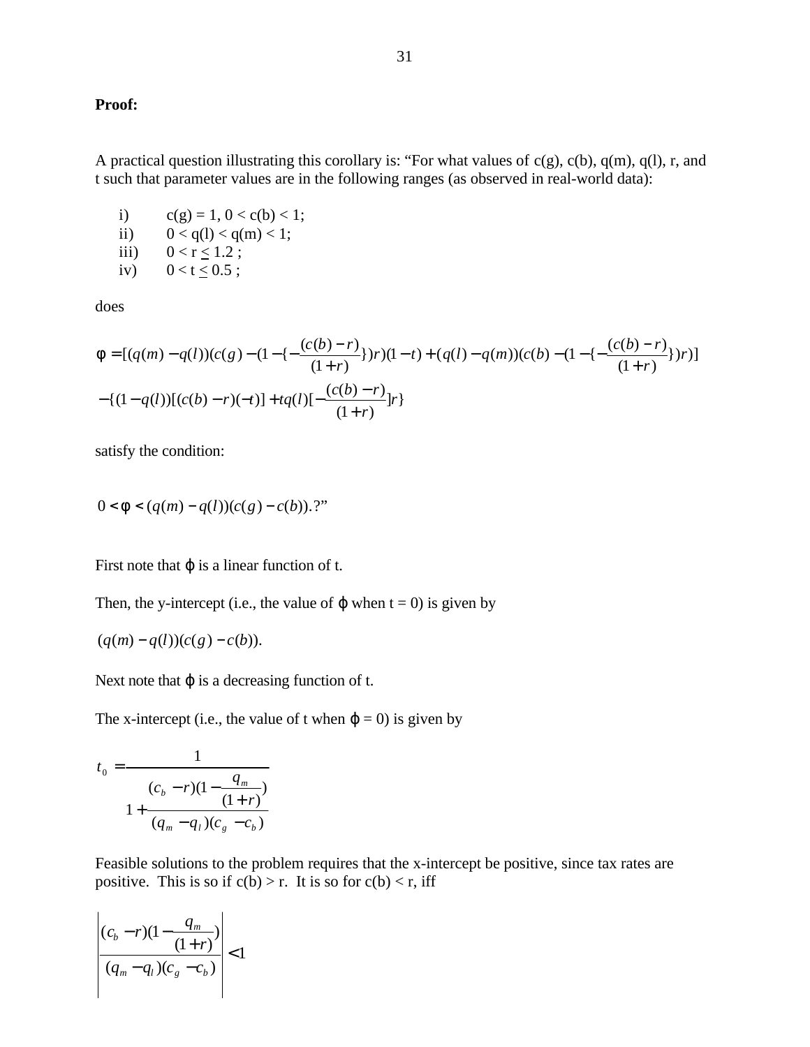**Proof:**

A practical question illustrating this corollary is: "For what values of c(g), c(b), q(m), q(l), r, and t such that parameter values are in the following ranges (as observed in real-world data):

i) c(g) = 1, 0 < c(b) < 1;
ii) 0 < q(l) < q(m) < 1;
iii) 0 < r ≤ 1.2 ;
iv) 0 < t ≤ 0.5 ;

does

$$\phi = [(q(m) - q(l))(c(g) - (1 - \{-\frac{(c(b) - r)}{(1+r)}\})r)(1-t) + (q(l) - q(m))(c(b) - (1 - \{-\frac{(c(b) - r)}{(1+r)}\})r)]$$
$$- \{(1 - q(l))[(c(b) - r)(-t)] + tq(l)[-\frac{(c(b) - r)}{(1+r)}]r\}$$

satisfy the condition:

$$0 < \phi < (q(m) - q(l))(c(g) - c(b)).?"$$

First note that $\varphi$ is a linear function of t.

Then, the y-intercept (i.e., the value of $\varphi$ when t = 0) is given by

$$(q(m) - q(l))(c(g) - c(b)).$$

Next note that $\varphi$ is a decreasing function of t.

The x-intercept (i.e., the value of t when $\varphi$ = 0) is given by

$$t_0 = \frac{1}{1 + \dfrac{(c_b - r)(1 - \dfrac{q_m}{(1+r)})}{(q_m - q_l)(c_g - c_b)}}$$

Feasible solutions to the problem requires that the x-intercept be positive, since tax rates are positive. This is so if c(b) > r. It is so for c(b) < r, iff

$$\left| \frac{(c_b - r)(1 - \dfrac{q_m}{(1+r)})}{(q_m - q_l)(c_g - c_b)} \right| < 1$$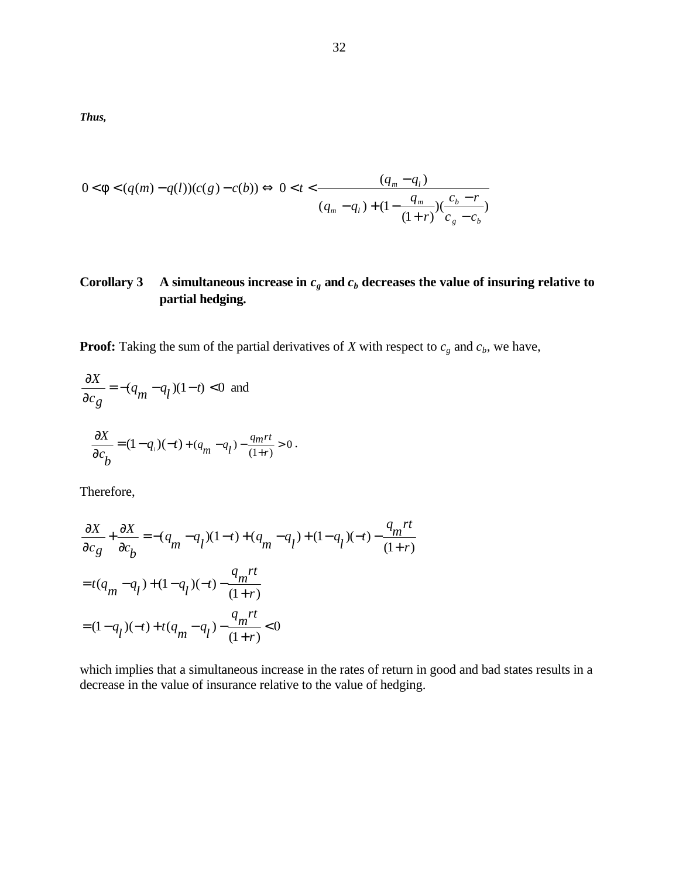***Thus,***

$$0 < \phi < (q(m) - q(l))(c(g) - c(b)) \Leftrightarrow \; 0 < t < \frac{(q_m - q_l)}{(q_m - q_l) + (1 - \frac{q_m}{(1+r)})(\frac{c_b - r}{c_g - c_b})}$$

**Corollary 3 A simultaneous increase in $c_g$ and $c_b$ decreases the value of insuring relative to partial hedging.**

**Proof:** Taking the sum of the partial derivatives of *X* with respect to $c_g$ and $c_b$, we have,

$$\frac{\partial X}{\partial c_g} = -(q_m - q_l)(1-t) < 0 \text{ and}$$

$$\frac{\partial X}{\partial c_b} = (1 - q_l)(-t) + (q_m - q_l) - \frac{q_m rt}{(1+r)} > 0 \,.$$

Therefore,

$$\frac{\partial X}{\partial c_g} + \frac{\partial X}{\partial c_b} = -(q_m - q_l)(1-t) + (q_m - q_l) + (1 - q_l)(-t) - \frac{q_m rt}{(1+r)}$$

$$= t(q_m - q_l) + (1 - q_l)(-t) - \frac{q_m rt}{(1+r)}$$

$$= (1 - q_l)(-t) + t(q_m - q_l) - \frac{q_m rt}{(1+r)} < 0$$

which implies that a simultaneous increase in the rates of return in good and bad states results in a decrease in the value of insurance relative to the value of hedging.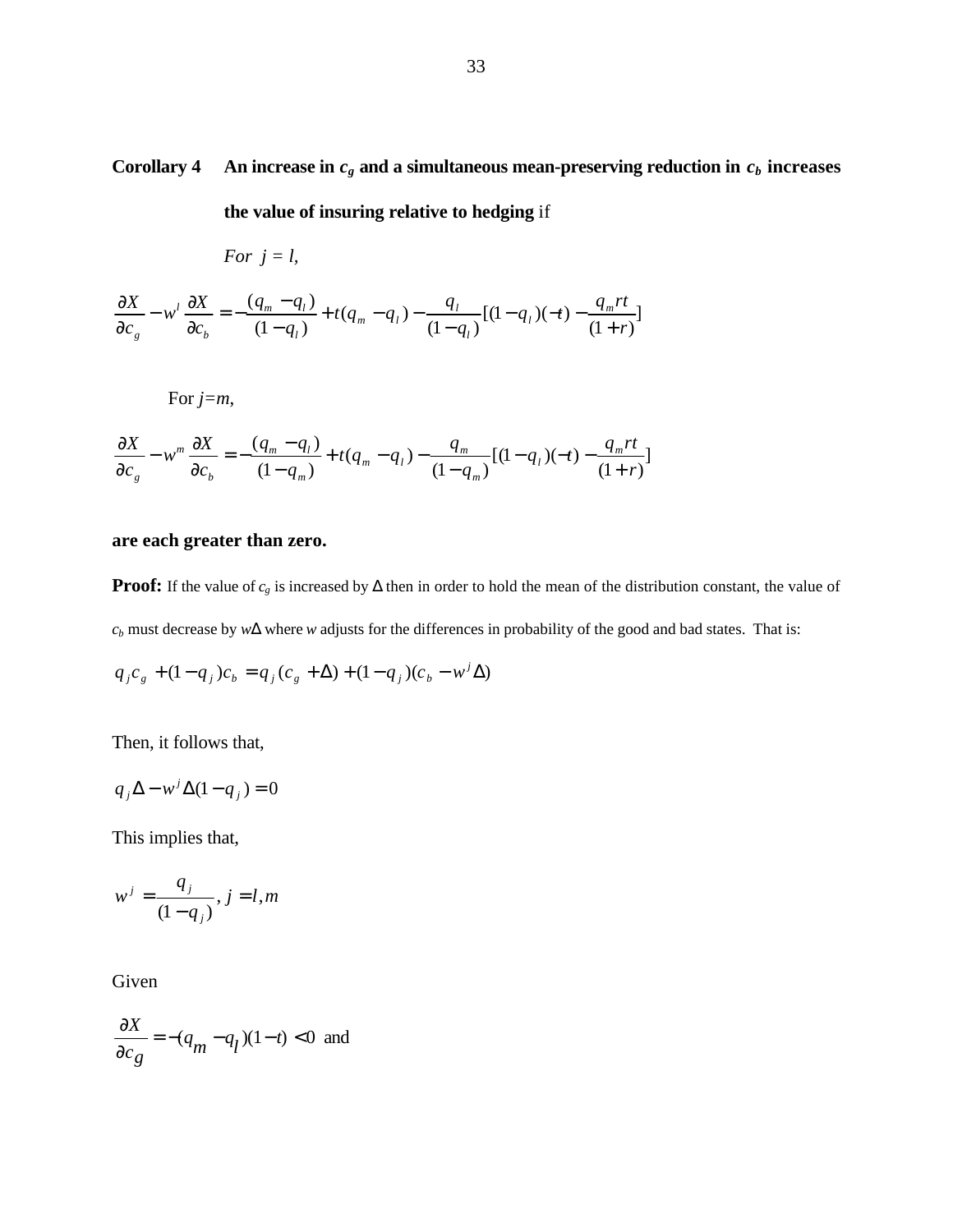**Corollary 4** **An increase in $c_g$ and a simultaneous mean-preserving reduction in $c_b$ increases the value of insuring relative to hedging** if

*For j = l,*

$$\frac{\partial X}{\partial c_g} - w^l \frac{\partial X}{\partial c_b} = -\frac{(q_m - q_l)}{(1-q_l)} + t(q_m - q_l) - \frac{q_l}{(1-q_l)}[(1-q_l)(-t) - \frac{q_m rt}{(1+r)}]$$

For $j=m$,

$$\frac{\partial X}{\partial c_g} - w^m \frac{\partial X}{\partial c_b} = -\frac{(q_m - q_l)}{(1-q_m)} + t(q_m - q_l) - \frac{q_m}{(1-q_m)}[(1-q_l)(-t) - \frac{q_m rt}{(1+r)}]$$

**are each greater than zero.**

**Proof:** If the value of $c_g$ is increased by $\Delta$ then in order to hold the mean of the distribution constant, the value of $c_b$ must decrease by $w\Delta$ where $w$ adjusts for the differences in probability of the good and bad states. That is:

$$q_j c_g + (1-q_j)c_b = q_j(c_g + \Delta) + (1-q_j)(c_b - w^j \Delta)$$

Then, it follows that,

$$q_j \Delta - w^j \Delta (1-q_j) = 0$$

This implies that,

$$w^j = \frac{q_j}{(1-q_j)},\ j = l, m$$

Given

$$\frac{\partial X}{\partial c_g} = -(q_m - q_l)(1-t) < 0 \text{ and}$$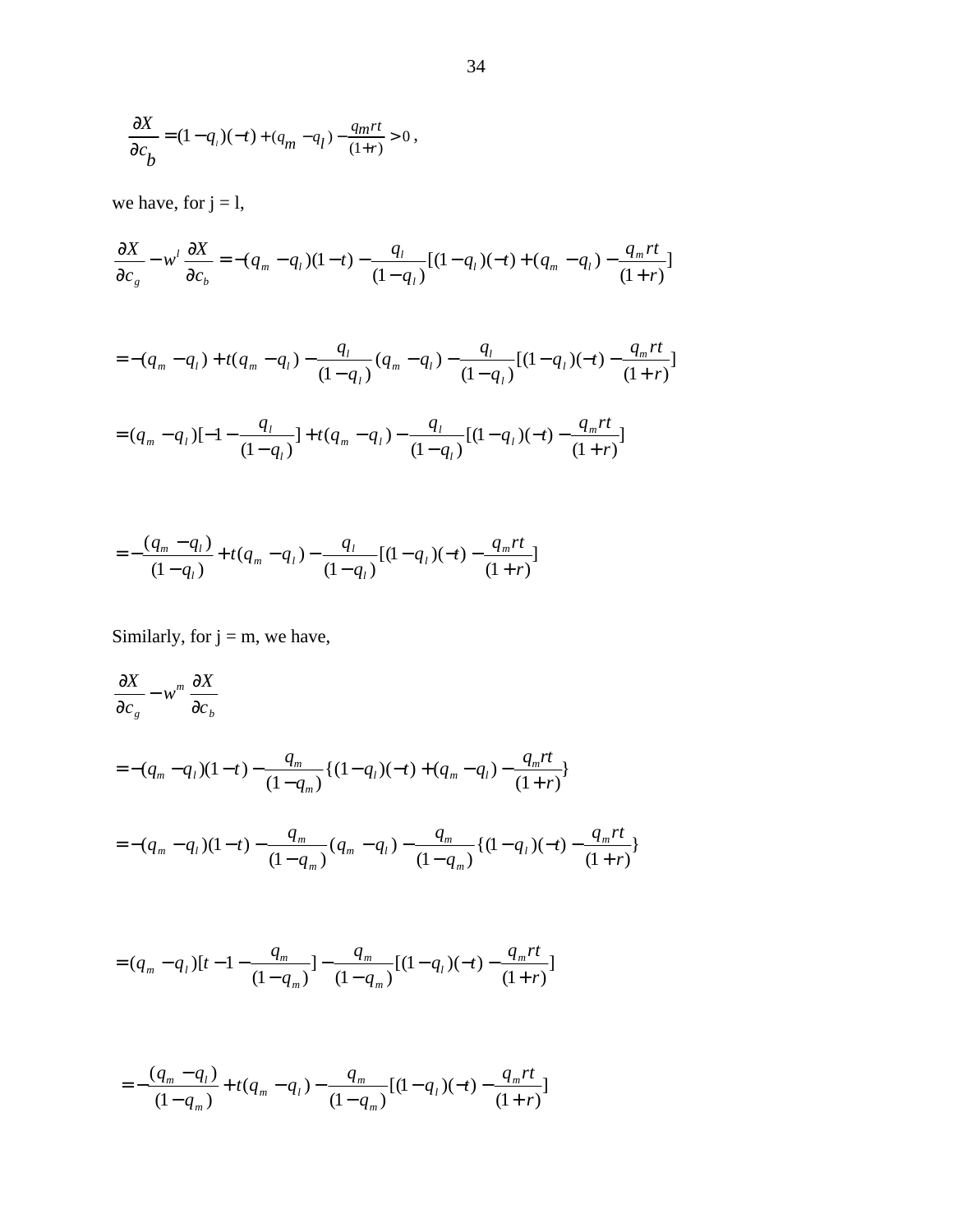$$\frac{\partial X}{\partial c_b} = (1-q_l)(-t) + (q_m - q_l) - \frac{q_m rt}{(1+r)} > 0 \, ,$$

we have, for j = l,

$$\frac{\partial X}{\partial c_g} - w^l \frac{\partial X}{\partial c_b} = -(q_m - q_l)(1-t) - \frac{q_l}{(1-q_l)}[(1-q_l)(-t) + (q_m - q_l) - \frac{q_m rt}{(1+r)}]$$

$$= -(q_m - q_l) + t(q_m - q_l) - \frac{q_l}{(1-q_l)}(q_m - q_l) - \frac{q_l}{(1-q_l)}[(1-q_l)(-t) - \frac{q_m rt}{(1+r)}]$$

$$= (q_m - q_l)[-1 - \frac{q_l}{(1-q_l)}] + t(q_m - q_l) - \frac{q_l}{(1-q_l)}[(1-q_l)(-t) - \frac{q_m rt}{(1+r)}]$$

$$= -\frac{(q_m - q_l)}{(1-q_l)} + t(q_m - q_l) - \frac{q_l}{(1-q_l)}[(1-q_l)(-t) - \frac{q_m rt}{(1+r)}]$$

Similarly, for j = m, we have,

$$\frac{\partial X}{\partial c_g} - w^m \frac{\partial X}{\partial c_b}$$

$$= -(q_m - q_l)(1-t) - \frac{q_m}{(1-q_m)}\{(1-q_l)(-t) + (q_m - q_l) - \frac{q_m rt}{(1+r)}\}$$

$$= -(q_m - q_l)(1-t) - \frac{q_m}{(1-q_m)}(q_m - q_l) - \frac{q_m}{(1-q_m)}\{(1-q_l)(-t) - \frac{q_m rt}{(1+r)}\}$$

$$= (q_m - q_l)[t - 1 - \frac{q_m}{(1-q_m)}] - \frac{q_m}{(1-q_m)}[(1-q_l)(-t) - \frac{q_m rt}{(1+r)}]$$

$$= -\frac{(q_m - q_l)}{(1-q_m)} + t(q_m - q_l) - \frac{q_m}{(1-q_m)}[(1-q_l)(-t) - \frac{q_m rt}{(1+r)}]$$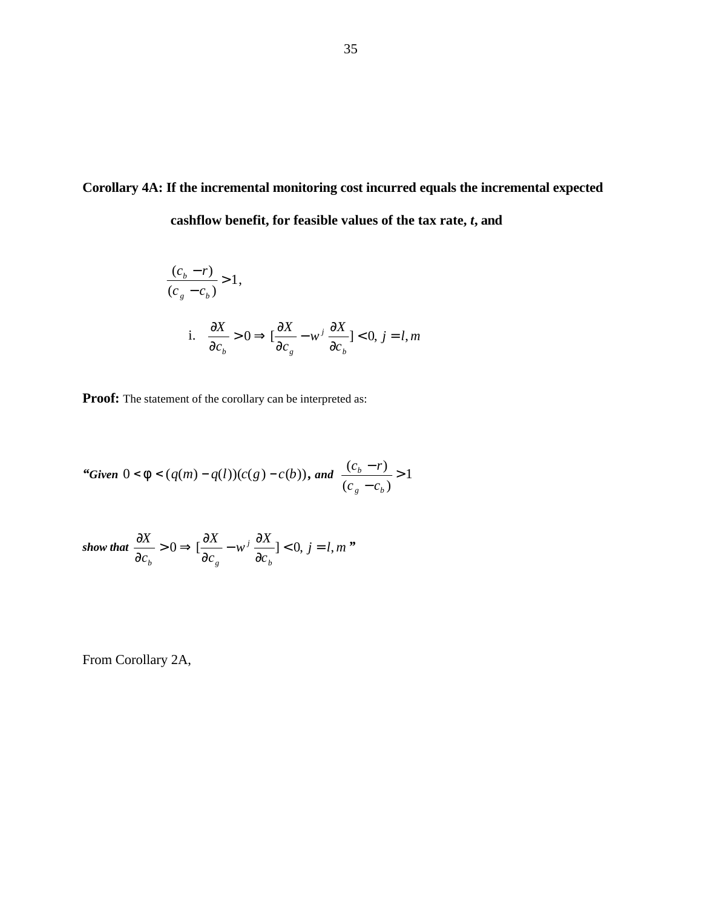**Corollary 4A: If the incremental monitoring cost incurred equals the incremental expected cashflow benefit, for feasible values of the tax rate, *t*, and**

$$\frac{(c_b - r)}{(c_g - c_b)} > 1,$$

i. $\dfrac{\partial X}{\partial c_b} > 0 \Rightarrow [\dfrac{\partial X}{\partial c_g} - w^j \dfrac{\partial X}{\partial c_b}] < 0,\ j = l, m$

**Proof:** The statement of the corollary can be interpreted as:

***"Given*** $0 < \phi < (q(m) - q(l))(c(g) - c(b))$***, and*** $\dfrac{(c_b - r)}{(c_g - c_b)} > 1$

***show that*** $\dfrac{\partial X}{\partial c_b} > 0 \Rightarrow [\dfrac{\partial X}{\partial c_g} - w^j \dfrac{\partial X}{\partial c_b}] < 0,\ j = l, m$ **"**

From Corollary 2A,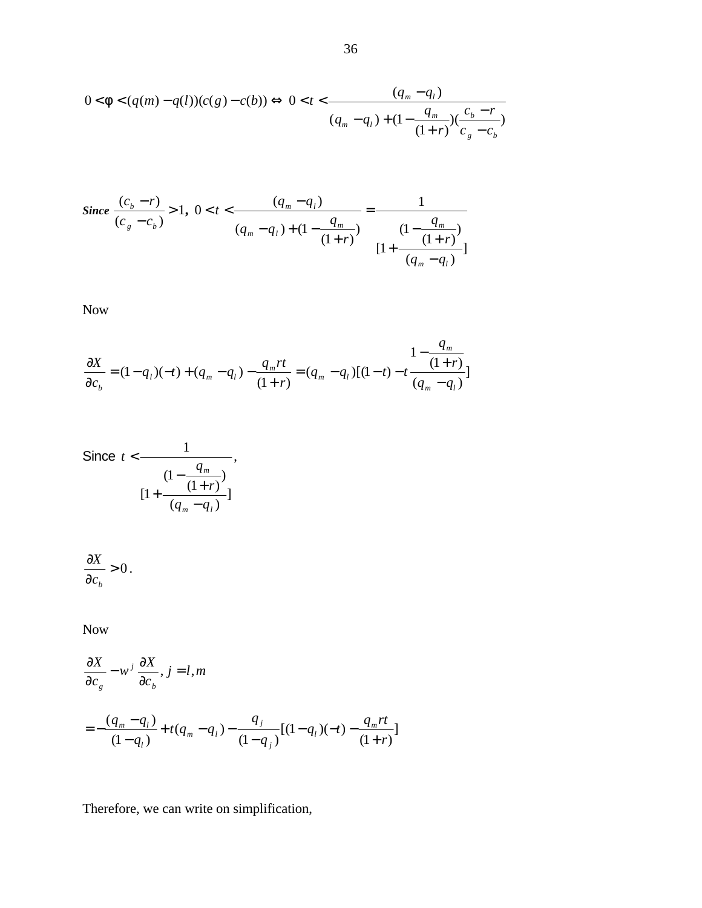$$0 < \varphi < (q(m) - q(l))(c(g) - c(b)) \Leftrightarrow \; 0 < t < \frac{(q_m - q_l)}{(q_m - q_l) + (1 - \frac{q_m}{(1+r)})(\frac{c_b - r}{c_g - c_b})}$$

***Since*** $\frac{(c_b - r)}{(c_g - c_b)} > 1$, $0 < t < \frac{(q_m - q_l)}{(q_m - q_l) + (1 - \frac{q_m}{(1+r)})} = \frac{1}{[1 + \frac{(1 - \frac{q_m}{(1+r)})}{(q_m - q_l)}]}$

Now

$$\frac{\partial X}{\partial c_b} = (1 - q_l)(-t) + (q_m - q_l) - \frac{q_m r t}{(1+r)} = (q_m - q_l)[(1-t) - t\frac{1 - \frac{q_m}{(1+r)}}{(q_m - q_l)}]$$

Since $t < \frac{1}{[1 + \frac{(1 - \frac{q_m}{(1+r)})}{(q_m - q_l)}]}$,

$$\frac{\partial X}{\partial c_b} > 0.$$

Now

$$\frac{\partial X}{\partial c_g} - w^j \frac{\partial X}{\partial c_b}, \; j = l, m$$

$$= -\frac{(q_m - q_l)}{(1 - q_l)} + t(q_m - q_l) - \frac{q_j}{(1 - q_j)}[(1 - q_l)(-t) - \frac{q_m r t}{(1+r)}]$$

Therefore, we can write on simplification,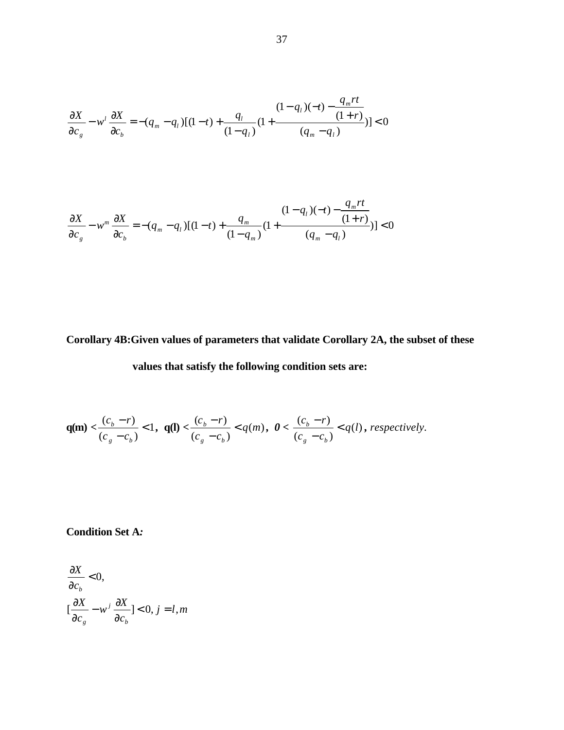$$\frac{\partial X}{\partial c_g} - w^l \frac{\partial X}{\partial c_b} = -(q_m - q_l)[(1-t) + \frac{q_l}{(1-q_l)}(1 + \frac{(1-q_l)(-t) - \frac{q_m rt}{(1+r)}}{(q_m - q_l)})] < 0$$

$$\frac{\partial X}{\partial c_g} - w^m \frac{\partial X}{\partial c_b} = -(q_m - q_l)[(1-t) + \frac{q_m}{(1-q_m)}(1 + \frac{(1-q_l)(-t) - \frac{q_m rt}{(1+r)}}{(q_m - q_l)})] < 0$$

**Corollary 4B:Given values of parameters that validate Corollary 2A, the subset of these values that satisfy the following condition sets are:**

**q(m)** $< \frac{(c_b - r)}{(c_g - c_b)} < 1$, **q(l)** $< \frac{(c_b - r)}{(c_g - c_b)} < q(m)$, ***0*** $< \frac{(c_b - r)}{(c_g - c_b)} < q(l)$, *respectively.*

**Condition Set A*:***

$$\frac{\partial X}{\partial c_b} < 0,$$
$$[\frac{\partial X}{\partial c_g} - w^j \frac{\partial X}{\partial c_b}] < 0, \; j = l, m$$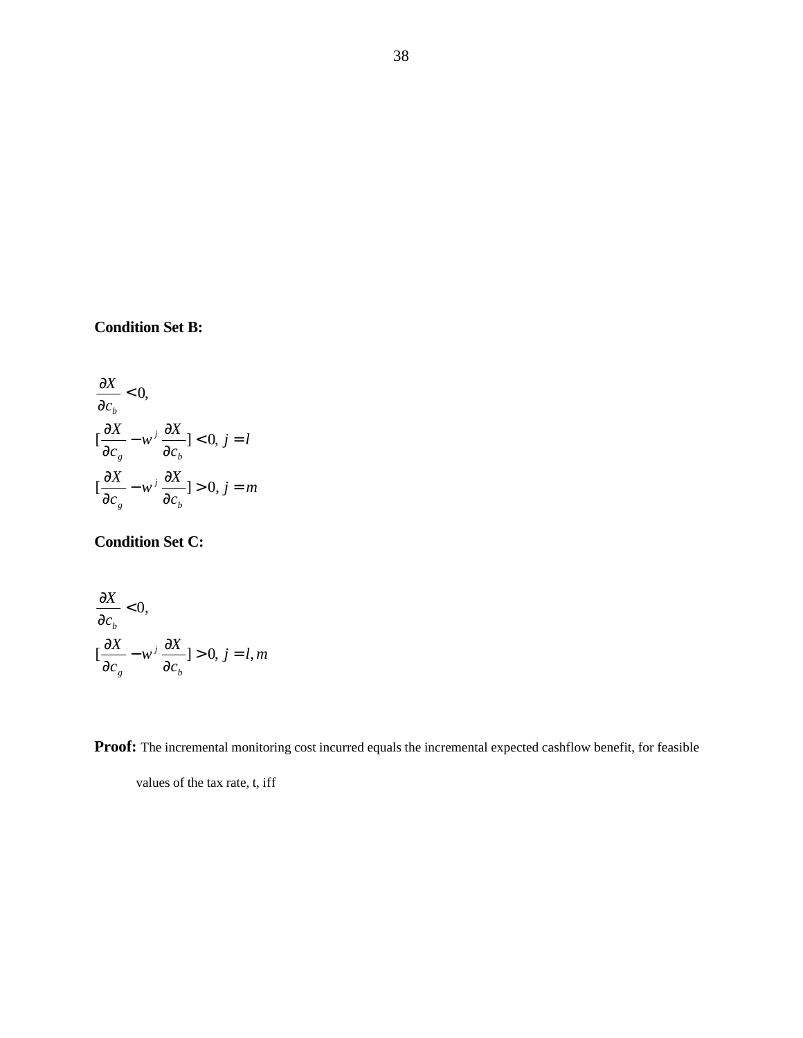**Condition Set B:**

$$\frac{\partial X}{\partial c_b} < 0,$$

$$[\frac{\partial X}{\partial c_g} - w^j \frac{\partial X}{\partial c_b}] < 0,\ j = l$$

$$[\frac{\partial X}{\partial c_g} - w^j \frac{\partial X}{\partial c_b}] > 0,\ j = m$$

**Condition Set C:**

$$\frac{\partial X}{\partial c_b} < 0,$$

$$[\frac{\partial X}{\partial c_g} - w^j \frac{\partial X}{\partial c_b}] > 0,\ j = l, m$$

**Proof:** The incremental monitoring cost incurred equals the incremental expected cashflow benefit, for feasible values of the tax rate, t, iff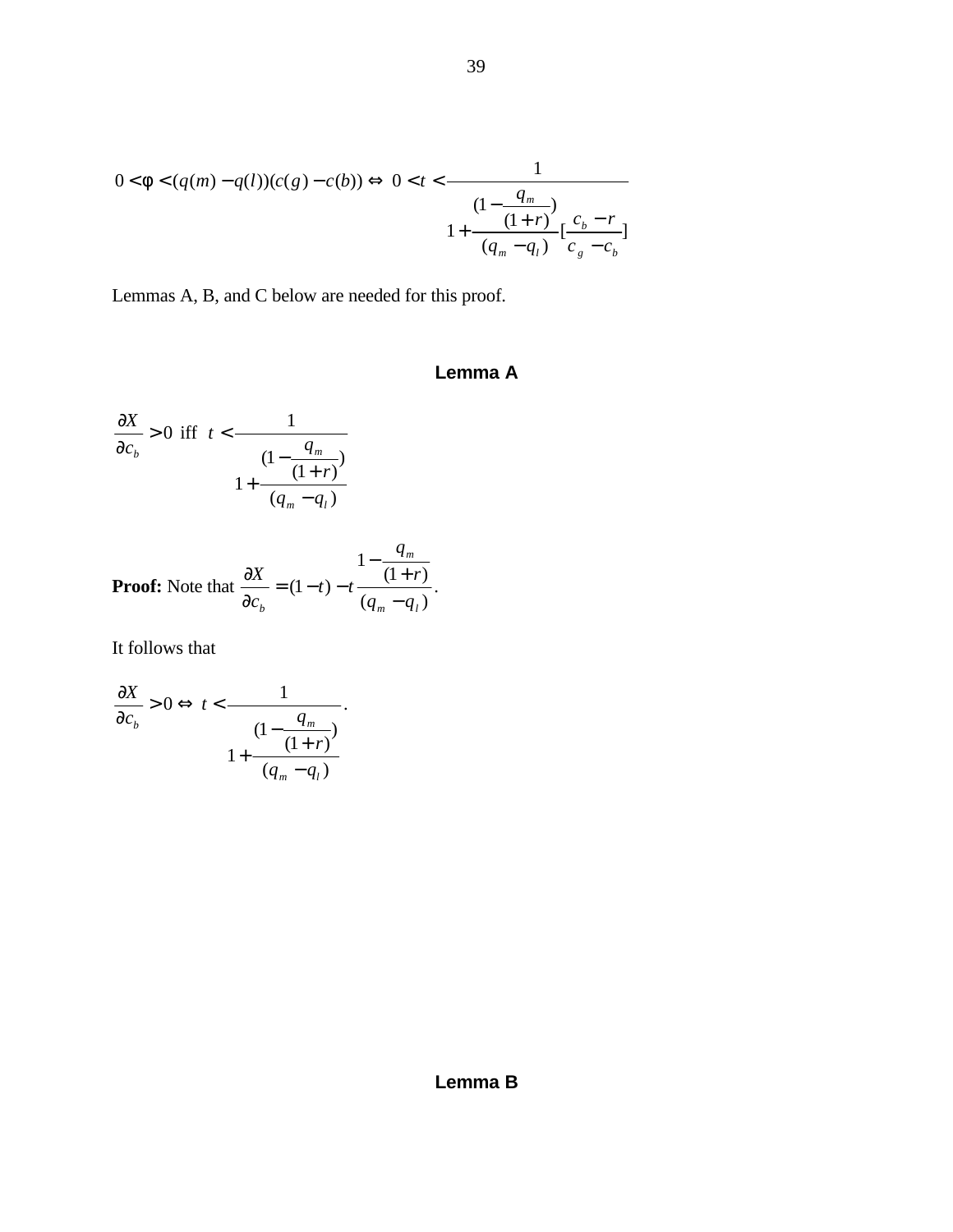$$0 < \phi < (q(m) - q(l))(c(g) - c(b)) \Leftrightarrow \; 0 < t < \frac{1}{1 + \dfrac{(1 - \dfrac{q_m}{(1+r)})}{(q_m - q_l)} [\dfrac{c_b - r}{c_g - c_b}]}$$

Lemmas A, B, and C below are needed for this proof.

### Lemma A

$$\frac{\partial X}{\partial c_b} > 0 \text{ iff } \; t < \frac{1}{1 + \dfrac{(1 - \dfrac{q_m}{(1+r)})}{(q_m - q_l)}}$$

**Proof:** Note that $\dfrac{\partial X}{\partial c_b} = (1-t) - t \dfrac{1 - \dfrac{q_m}{(1+r)}}{(q_m - q_l)}$.

It follows that

$$\frac{\partial X}{\partial c_b} > 0 \Leftrightarrow \; t < \frac{1}{1 + \dfrac{(1 - \dfrac{q_m}{(1+r)})}{(q_m - q_l)}}.$$

### Lemma B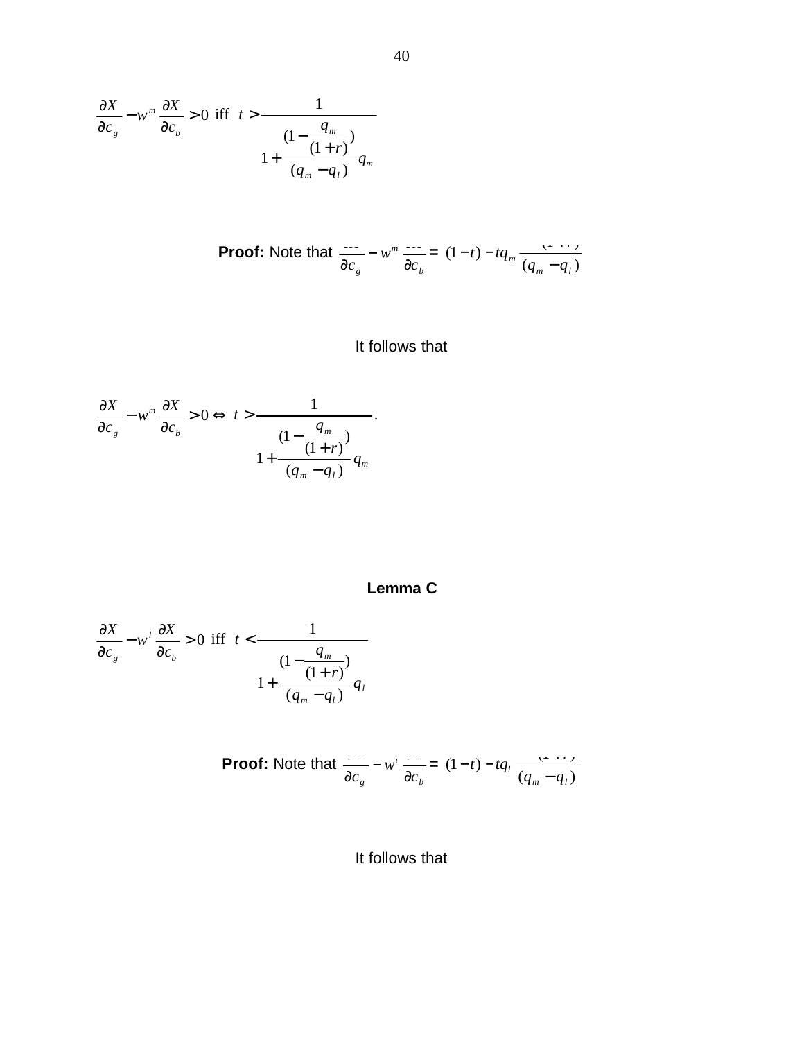$$\frac{\partial X}{\partial c_g} - w^m \frac{\partial X}{\partial c_b} > 0 \text{ iff } t > \frac{1}{1 + \frac{(1 - \frac{q_m}{(1+r)})}{(q_m - q_l)} q_m}$$

**Proof:** Note that $\frac{\partial X}{\partial c_g} - w^m \frac{\partial X}{\partial c_b} = (1-t) - tq_m \frac{(1 - \frac{q_m}{(1+r)})}{(q_m - q_l)}$

It follows that

$$\frac{\partial X}{\partial c_g} - w^m \frac{\partial X}{\partial c_b} > 0 \Leftrightarrow t > \frac{1}{1 + \frac{(1 - \frac{q_m}{(1+r)})}{(q_m - q_l)} q_m}.$$

**Lemma C**

$$\frac{\partial X}{\partial c_g} - w^l \frac{\partial X}{\partial c_b} > 0 \text{ iff } t < \frac{1}{1 + \frac{(1 - \frac{q_m}{(1+r)})}{(q_m - q_l)} q_l}$$

**Proof:** Note that $\frac{\partial X}{\partial c_g} - w^l \frac{\partial X}{\partial c_b} = (1-t) - tq_l \frac{(1 - \frac{q_m}{(1+r)})}{(q_m - q_l)}$

It follows that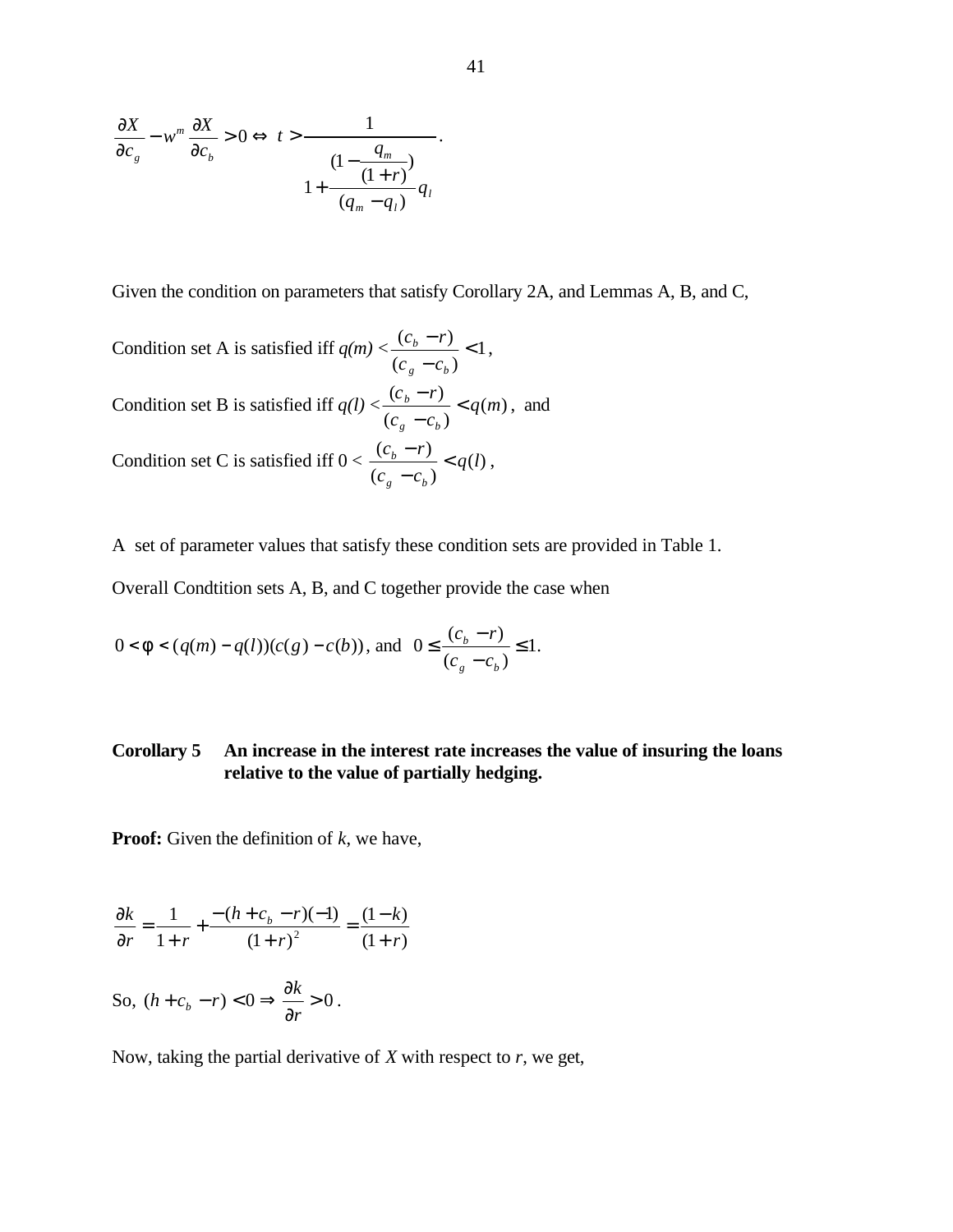$$\frac{\partial X}{\partial c_g} - w^m \frac{\partial X}{\partial c_b} > 0 \Leftrightarrow \ t > \frac{1}{1 + \dfrac{(1 - \dfrac{q_m}{(1+r)})}{(q_m - q_l)} q_l}.$$

Given the condition on parameters that satisfy Corollary 2A, and Lemmas A, B, and C,

Condition set A is satisfied iff $q(m) < \dfrac{(c_b - r)}{(c_g - c_b)} < 1$,

Condition set B is satisfied iff $q(l) < \dfrac{(c_b - r)}{(c_g - c_b)} < q(m)$, and

Condition set C is satisfied iff $0 < \dfrac{(c_b - r)}{(c_g - c_b)} < q(l)$,

A set of parameter values that satisfy these condition sets are provided in Table 1.

Overall Condtition sets A, B, and C together provide the case when

$$0 < \phi < (q(m) - q(l))(c(g) - c(b)), \text{ and } \ 0 \le \frac{(c_b - r)}{(c_g - c_b)} \le 1.$$

**Corollary 5 An increase in the interest rate increases the value of insuring the loans relative to the value of partially hedging.**

**Proof:** Given the definition of *k*, we have,

$$\frac{\partial k}{\partial r} = \frac{1}{1+r} + \frac{-(h + c_b - r)(-1)}{(1+r)^2} = \frac{(1-k)}{(1+r)}$$

So, $(h + c_b - r) < 0 \Rightarrow \dfrac{\partial k}{\partial r} > 0$.

Now, taking the partial derivative of *X* with respect to *r*, we get,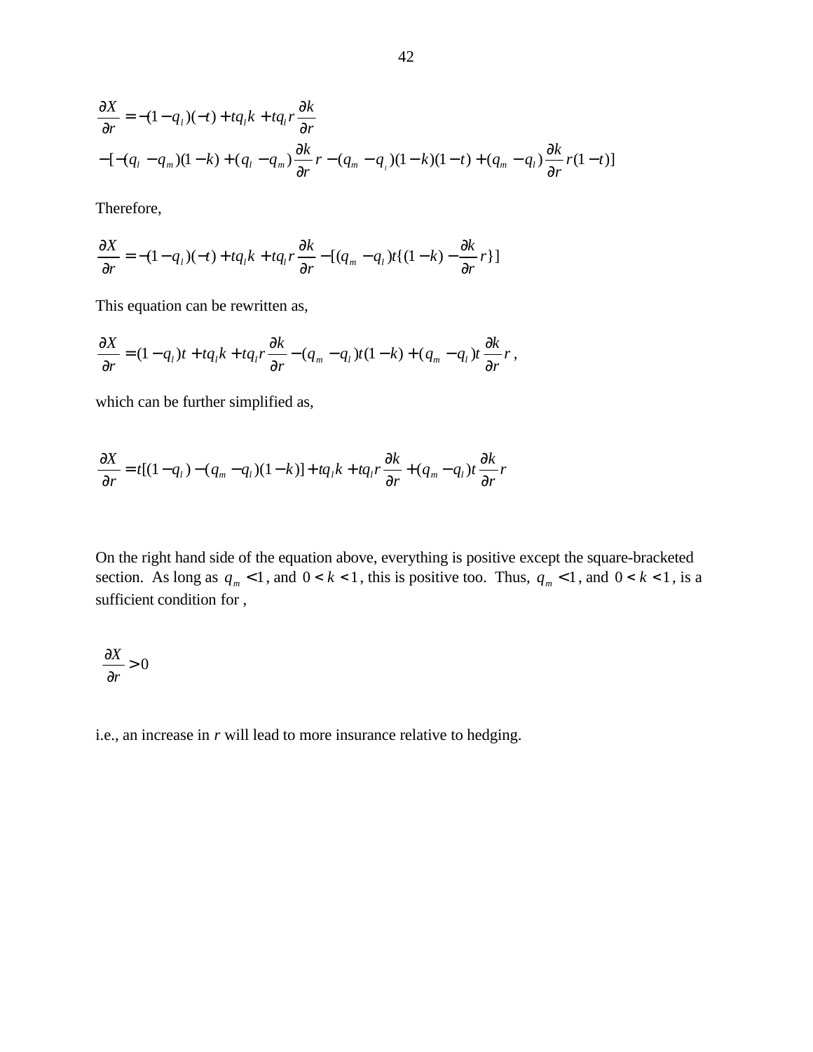$$\frac{\partial X}{\partial r} = -(1-q_l)(-t) + tq_l k + tq_l r\frac{\partial k}{\partial r}$$
$$-[-(q_l - q_m)(1-k) + (q_l - q_m)\frac{\partial k}{\partial r}r - (q_m - q_l)(1-k)(1-t) + (q_m - q_l)\frac{\partial k}{\partial r}r(1-t)]$$

Therefore,

$$\frac{\partial X}{\partial r} = -(1-q_l)(-t) + tq_l k + tq_l r\frac{\partial k}{\partial r} - [(q_m - q_l)t\{(1-k) - \frac{\partial k}{\partial r}r\}]$$

This equation can be rewritten as,

$$\frac{\partial X}{\partial r} = (1-q_l)t + tq_l k + tq_l r\frac{\partial k}{\partial r} - (q_m - q_l)t(1-k) + (q_m - q_l)t\frac{\partial k}{\partial r}r,$$

which can be further simplified as,

$$\frac{\partial X}{\partial r} = t[(1-q_l) - (q_m - q_l)(1-k)] + tq_l k + tq_l r\frac{\partial k}{\partial r} + (q_m - q_l)t\frac{\partial k}{\partial r}r$$

On the right hand side of the equation above, everything is positive except the square-bracketed section. As long as $q_m < 1$, and $0 < k < 1$, this is positive too. Thus, $q_m < 1$, and $0 < k < 1$, is a sufficient condition for ,

$$\frac{\partial X}{\partial r} > 0$$

i.e., an increase in *r* will lead to more insurance relative to hedging.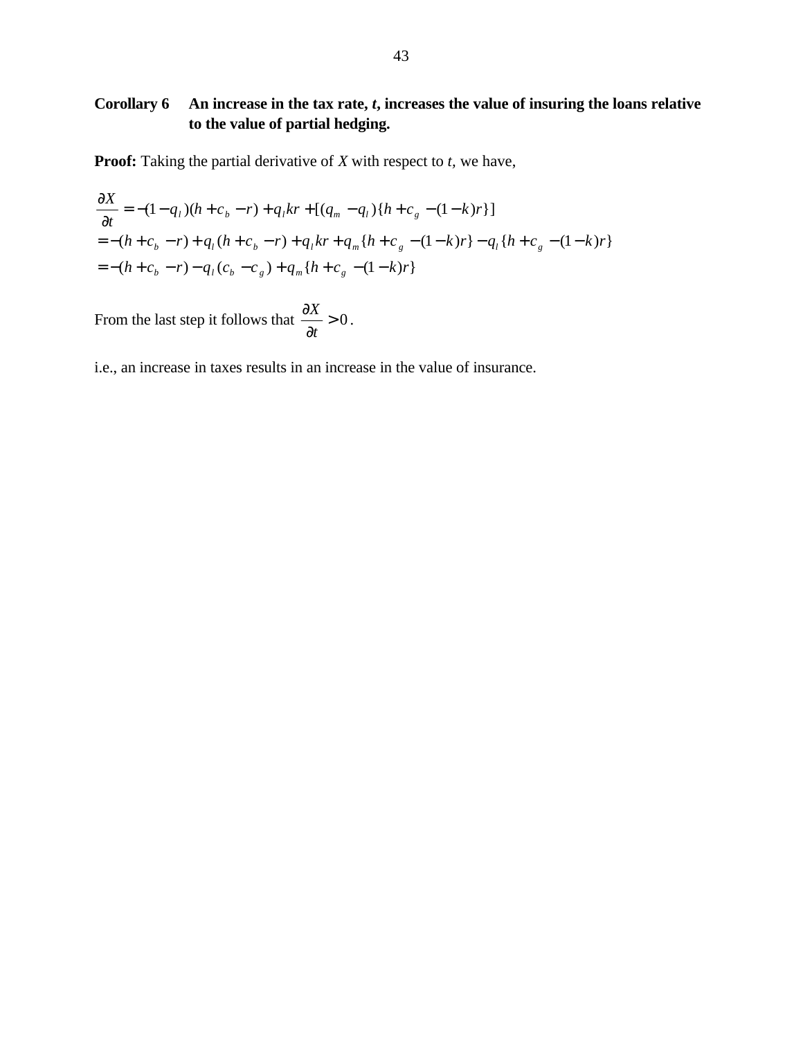**Corollary 6 An increase in the tax rate, *t*, increases the value of insuring the loans relative to the value of partial hedging.**

**Proof:** Taking the partial derivative of *X* with respect to *t*, we have,

$$
\begin{aligned}
\frac{\partial X}{\partial t} &= -(1-q_l)(h+c_b-r) + q_l kr + [(q_m - q_l)\{h+c_g-(1-k)r\}] \\
&= -(h+c_b-r) + q_l(h+c_b-r) + q_l kr + q_m\{h+c_g-(1-k)r\} - q_l\{h+c_g-(1-k)r\} \\
&= -(h+c_b-r) - q_l(c_b-c_g) + q_m\{h+c_g-(1-k)r\}
\end{aligned}
$$

From the last step it follows that $\frac{\partial X}{\partial t} > 0$.

i.e., an increase in taxes results in an increase in the value of insurance.